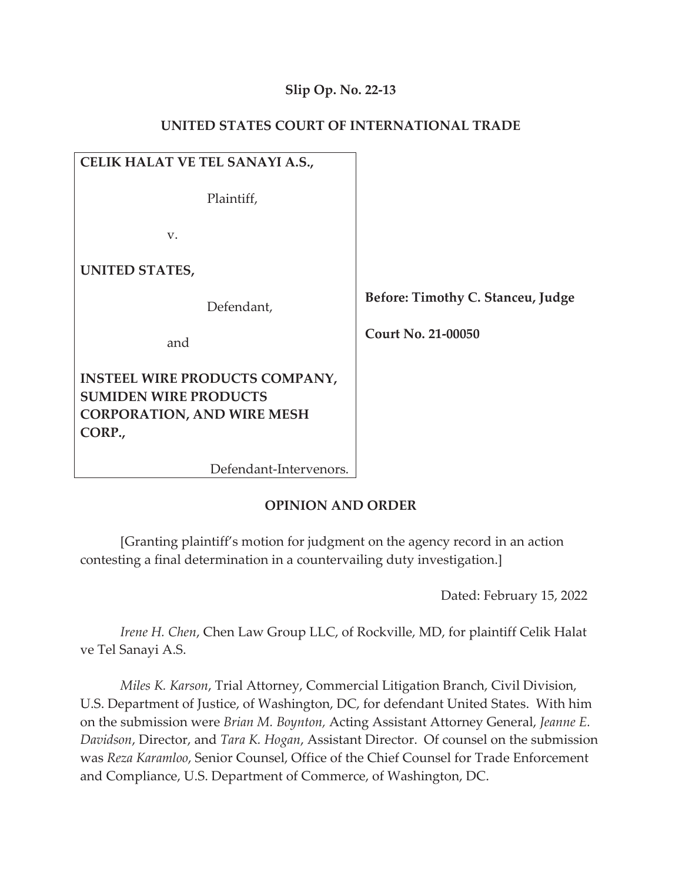**Slip Op. No. 22-13**

**UNITED STATES COURT OF INTERNATIONAL TRADE**

| | |
|---|---|
| **CELIK HALAT VE TEL SANAYI A.S.,**<br><br>Plaintiff,<br><br>v.<br><br>**UNITED STATES,**<br><br>Defendant,<br><br>and<br><br>**INSTEEL WIRE PRODUCTS COMPANY, SUMIDEN WIRE PRODUCTS CORPORATION, AND WIRE MESH CORP.,**<br><br>Defendant-Intervenors. | **Before: Timothy C. Stanceu, Judge**<br><br>**Court No. 21-00050** |

**OPINION AND ORDER**

[Granting plaintiff's motion for judgment on the agency record in an action contesting a final determination in a countervailing duty investigation.]

Dated: February 15, 2022

*Irene H. Chen*, Chen Law Group LLC, of Rockville, MD, for plaintiff Celik Halat ve Tel Sanayi A.S.

*Miles K. Karson*, Trial Attorney, Commercial Litigation Branch, Civil Division, U.S. Department of Justice, of Washington, DC, for defendant United States. With him on the submission were *Brian M. Boynton,* Acting Assistant Attorney General, *Jeanne E. Davidson*, Director, and *Tara K. Hogan*, Assistant Director. Of counsel on the submission was *Reza Karamloo*, Senior Counsel, Office of the Chief Counsel for Trade Enforcement and Compliance, U.S. Department of Commerce, of Washington, DC.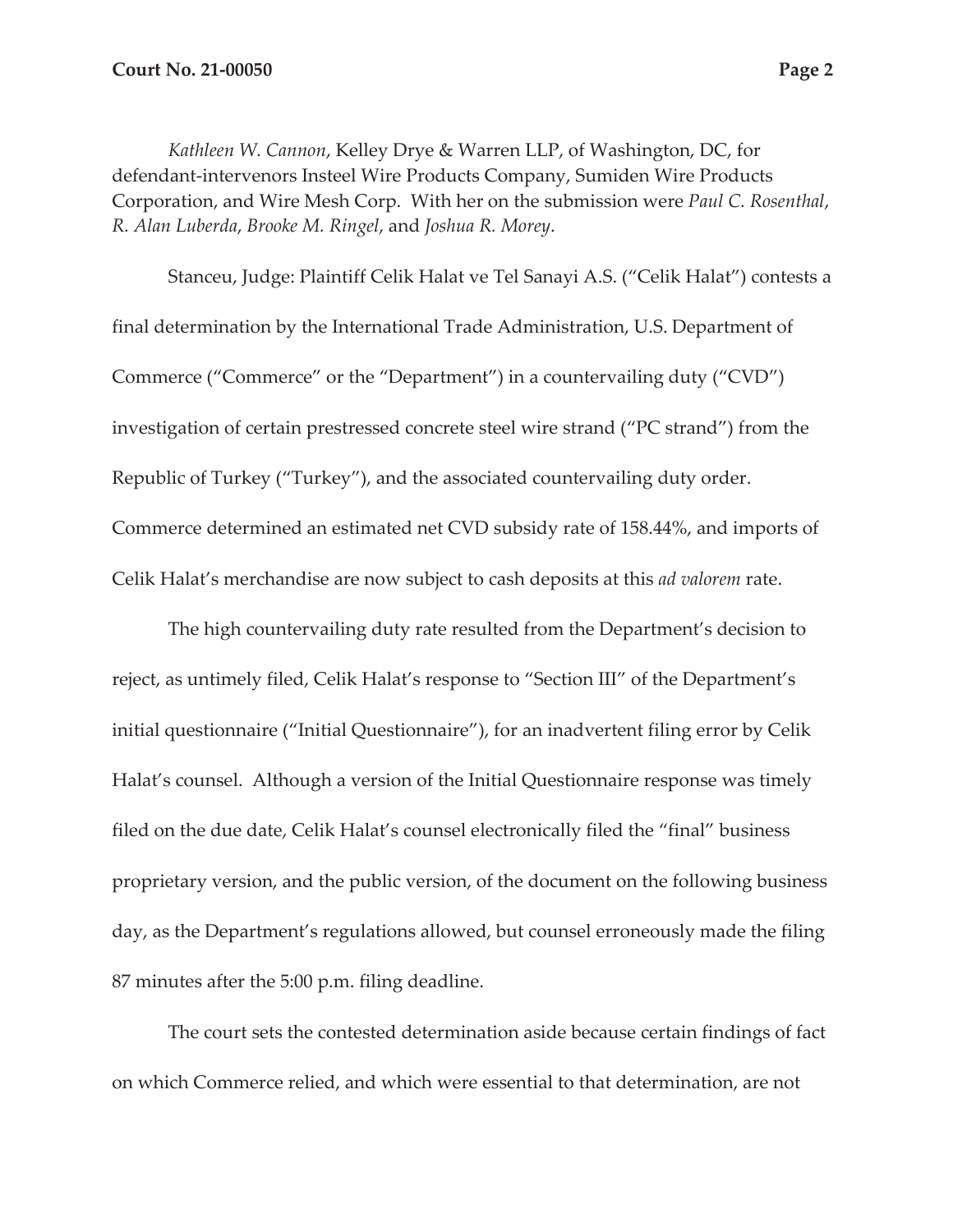*Kathleen W. Cannon*, Kelley Drye & Warren LLP, of Washington, DC, for defendant-intervenors Insteel Wire Products Company, Sumiden Wire Products Corporation, and Wire Mesh Corp. With her on the submission were *Paul C. Rosenthal*, *R. Alan Luberda*, *Brooke M. Ringel*, and *Joshua R. Morey*.

Stanceu, Judge: Plaintiff Celik Halat ve Tel Sanayi A.S. ("Celik Halat") contests a final determination by the International Trade Administration, U.S. Department of Commerce ("Commerce" or the "Department") in a countervailing duty ("CVD") investigation of certain prestressed concrete steel wire strand ("PC strand") from the Republic of Turkey ("Turkey"), and the associated countervailing duty order. Commerce determined an estimated net CVD subsidy rate of 158.44%, and imports of Celik Halat's merchandise are now subject to cash deposits at this *ad valorem* rate.

The high countervailing duty rate resulted from the Department's decision to reject, as untimely filed, Celik Halat's response to "Section III" of the Department's initial questionnaire ("Initial Questionnaire"), for an inadvertent filing error by Celik Halat's counsel. Although a version of the Initial Questionnaire response was timely filed on the due date, Celik Halat's counsel electronically filed the "final" business proprietary version, and the public version, of the document on the following business day, as the Department's regulations allowed, but counsel erroneously made the filing 87 minutes after the 5:00 p.m. filing deadline.

The court sets the contested determination aside because certain findings of fact on which Commerce relied, and which were essential to that determination, are not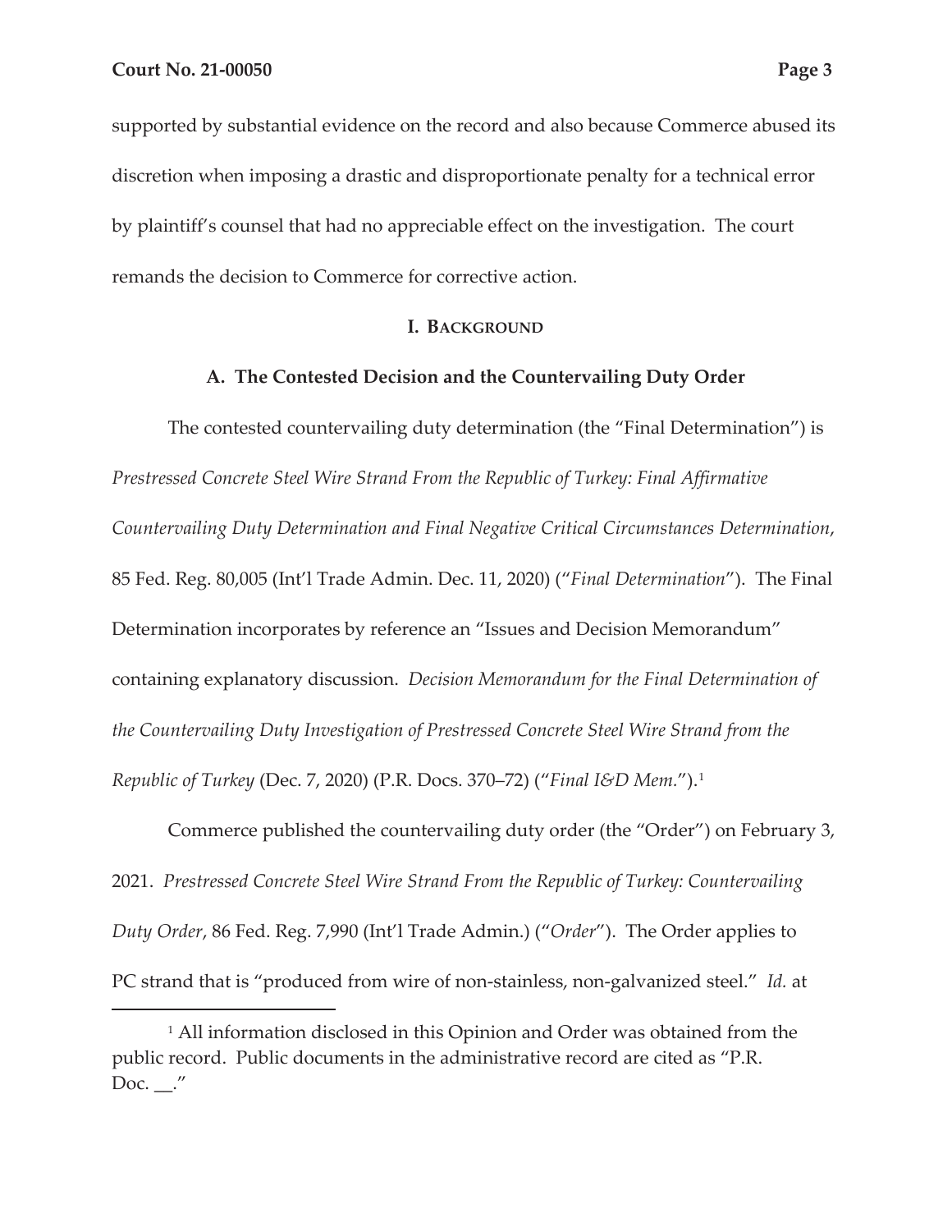supported by substantial evidence on the record and also because Commerce abused its discretion when imposing a drastic and disproportionate penalty for a technical error by plaintiff's counsel that had no appreciable effect on the investigation. The court remands the decision to Commerce for corrective action.

## I. Background

### A. The Contested Decision and the Countervailing Duty Order

The contested countervailing duty determination (the "Final Determination") is *Prestressed Concrete Steel Wire Strand From the Republic of Turkey: Final Affirmative Countervailing Duty Determination and Final Negative Critical Circumstances Determination*, 85 Fed. Reg. 80,005 (Int'l Trade Admin. Dec. 11, 2020) ("*Final Determination*"). The Final Determination incorporates by reference an "Issues and Decision Memorandum" containing explanatory discussion. *Decision Memorandum for the Final Determination of the Countervailing Duty Investigation of Prestressed Concrete Steel Wire Strand from the Republic of Turkey* (Dec. 7, 2020) (P.R. Docs. 370–72) ("*Final I&D Mem.*").[1]

Commerce published the countervailing duty order (the "Order") on February 3, 2021. *Prestressed Concrete Steel Wire Strand From the Republic of Turkey: Countervailing Duty Order*, 86 Fed. Reg. 7,990 (Int'l Trade Admin.) ("*Order*"). The Order applies to PC strand that is "produced from wire of non-stainless, non-galvanized steel." *Id.* at

[1] All information disclosed in this Opinion and Order was obtained from the public record. Public documents in the administrative record are cited as "P.R. Doc. __."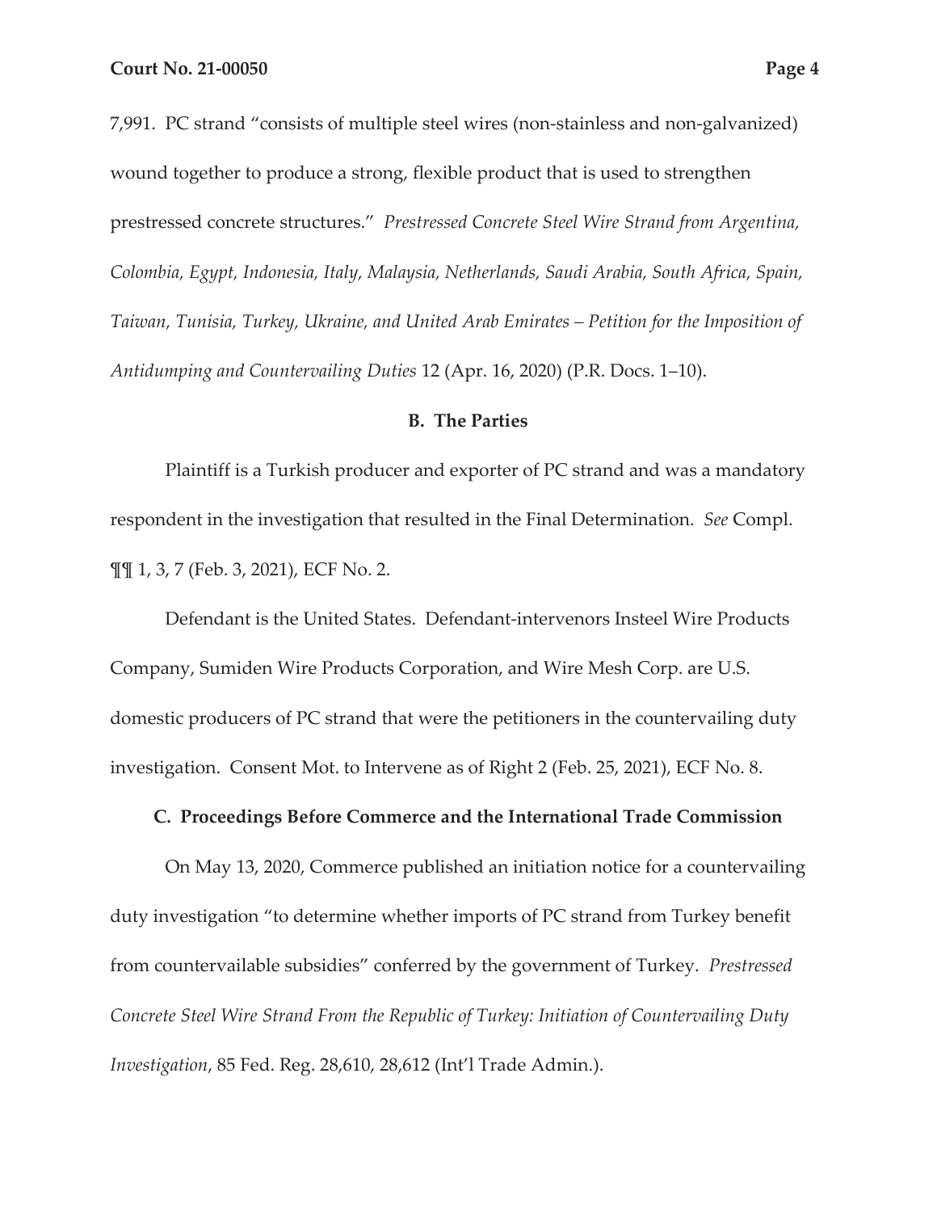7,991. PC strand "consists of multiple steel wires (non-stainless and non-galvanized) wound together to produce a strong, flexible product that is used to strengthen prestressed concrete structures." *Prestressed Concrete Steel Wire Strand from Argentina, Colombia, Egypt, Indonesia, Italy, Malaysia, Netherlands, Saudi Arabia, South Africa, Spain, Taiwan, Tunisia, Turkey, Ukraine, and United Arab Emirates – Petition for the Imposition of Antidumping and Countervailing Duties* 12 (Apr. 16, 2020) (P.R. Docs. 1–10).

### B. The Parties

Plaintiff is a Turkish producer and exporter of PC strand and was a mandatory respondent in the investigation that resulted in the Final Determination. *See* Compl. ¶¶ 1, 3, 7 (Feb. 3, 2021), ECF No. 2.

Defendant is the United States. Defendant-intervenors Insteel Wire Products Company, Sumiden Wire Products Corporation, and Wire Mesh Corp. are U.S. domestic producers of PC strand that were the petitioners in the countervailing duty investigation. Consent Mot. to Intervene as of Right 2 (Feb. 25, 2021), ECF No. 8.

### C. Proceedings Before Commerce and the International Trade Commission

On May 13, 2020, Commerce published an initiation notice for a countervailing duty investigation "to determine whether imports of PC strand from Turkey benefit from countervailable subsidies" conferred by the government of Turkey. *Prestressed Concrete Steel Wire Strand From the Republic of Turkey: Initiation of Countervailing Duty Investigation*, 85 Fed. Reg. 28,610, 28,612 (Int'l Trade Admin.).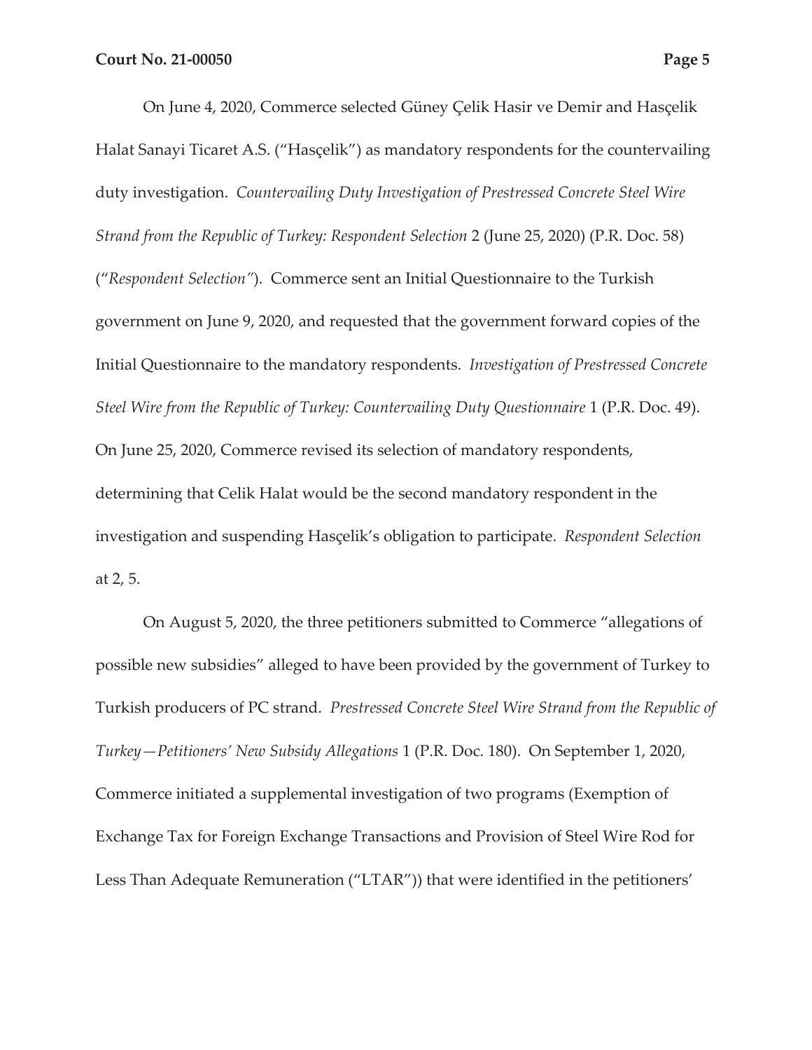On June 4, 2020, Commerce selected Güney Çelik Hasir ve Demir and Hasçelik Halat Sanayi Ticaret A.S. ("Hasçelik") as mandatory respondents for the countervailing duty investigation. *Countervailing Duty Investigation of Prestressed Concrete Steel Wire Strand from the Republic of Turkey: Respondent Selection* 2 (June 25, 2020) (P.R. Doc. 58) ("*Respondent Selection*"). Commerce sent an Initial Questionnaire to the Turkish government on June 9, 2020, and requested that the government forward copies of the Initial Questionnaire to the mandatory respondents. *Investigation of Prestressed Concrete Steel Wire from the Republic of Turkey: Countervailing Duty Questionnaire* 1 (P.R. Doc. 49). On June 25, 2020, Commerce revised its selection of mandatory respondents, determining that Celik Halat would be the second mandatory respondent in the investigation and suspending Hasçelik's obligation to participate. *Respondent Selection* at 2, 5.

On August 5, 2020, the three petitioners submitted to Commerce "allegations of possible new subsidies" alleged to have been provided by the government of Turkey to Turkish producers of PC strand. *Prestressed Concrete Steel Wire Strand from the Republic of Turkey—Petitioners' New Subsidy Allegations* 1 (P.R. Doc. 180). On September 1, 2020, Commerce initiated a supplemental investigation of two programs (Exemption of Exchange Tax for Foreign Exchange Transactions and Provision of Steel Wire Rod for Less Than Adequate Remuneration ("LTAR")) that were identified in the petitioners'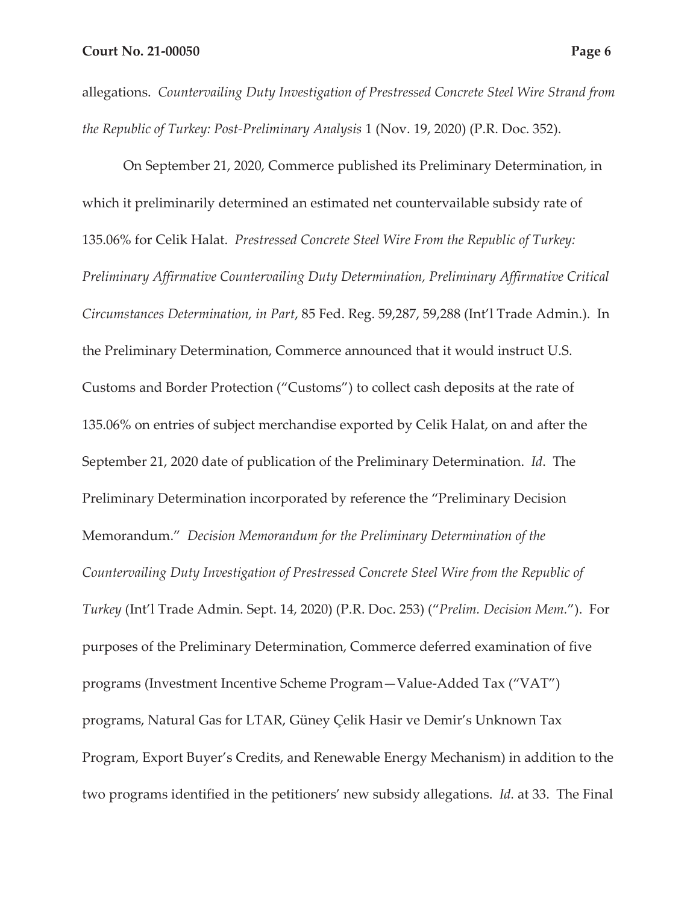allegations. *Countervailing Duty Investigation of Prestressed Concrete Steel Wire Strand from the Republic of Turkey: Post-Preliminary Analysis* 1 (Nov. 19, 2020) (P.R. Doc. 352).

On September 21, 2020, Commerce published its Preliminary Determination, in which it preliminarily determined an estimated net countervailable subsidy rate of 135.06% for Celik Halat. *Prestressed Concrete Steel Wire From the Republic of Turkey: Preliminary Affirmative Countervailing Duty Determination, Preliminary Affirmative Critical Circumstances Determination, in Part*, 85 Fed. Reg. 59,287, 59,288 (Int'l Trade Admin.). In the Preliminary Determination, Commerce announced that it would instruct U.S. Customs and Border Protection ("Customs") to collect cash deposits at the rate of 135.06% on entries of subject merchandise exported by Celik Halat, on and after the September 21, 2020 date of publication of the Preliminary Determination. *Id*. The Preliminary Determination incorporated by reference the "Preliminary Decision Memorandum." *Decision Memorandum for the Preliminary Determination of the Countervailing Duty Investigation of Prestressed Concrete Steel Wire from the Republic of Turkey* (Int'l Trade Admin. Sept. 14, 2020) (P.R. Doc. 253) ("*Prelim. Decision Mem.*"). For purposes of the Preliminary Determination, Commerce deferred examination of five programs (Investment Incentive Scheme Program—Value-Added Tax ("VAT") programs, Natural Gas for LTAR, Güney Çelik Hasir ve Demir's Unknown Tax Program, Export Buyer's Credits, and Renewable Energy Mechanism) in addition to the two programs identified in the petitioners' new subsidy allegations. *Id.* at 33. The Final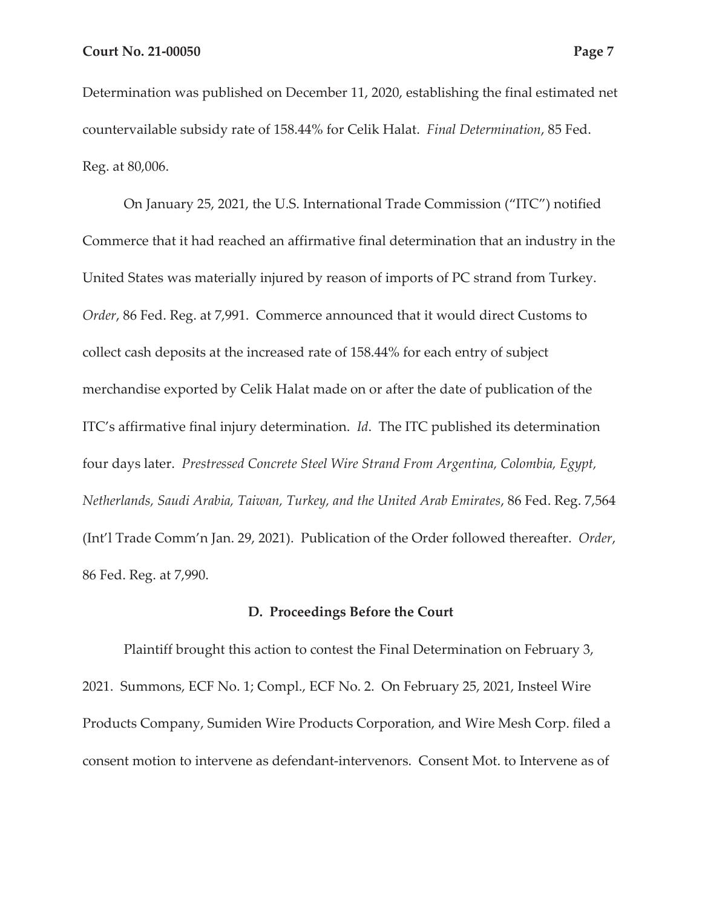Determination was published on December 11, 2020, establishing the final estimated net countervailable subsidy rate of 158.44% for Celik Halat. *Final Determination*, 85 Fed. Reg. at 80,006.

On January 25, 2021, the U.S. International Trade Commission ("ITC") notified Commerce that it had reached an affirmative final determination that an industry in the United States was materially injured by reason of imports of PC strand from Turkey. *Order*, 86 Fed. Reg. at 7,991. Commerce announced that it would direct Customs to collect cash deposits at the increased rate of 158.44% for each entry of subject merchandise exported by Celik Halat made on or after the date of publication of the ITC's affirmative final injury determination. *Id*. The ITC published its determination four days later. *Prestressed Concrete Steel Wire Strand From Argentina, Colombia, Egypt, Netherlands, Saudi Arabia, Taiwan, Turkey, and the United Arab Emirates*, 86 Fed. Reg. 7,564 (Int'l Trade Comm'n Jan. 29, 2021). Publication of the Order followed thereafter. *Order*, 86 Fed. Reg. at 7,990.

### D. Proceedings Before the Court

Plaintiff brought this action to contest the Final Determination on February 3, 2021. Summons, ECF No. 1; Compl., ECF No. 2. On February 25, 2021, Insteel Wire Products Company, Sumiden Wire Products Corporation, and Wire Mesh Corp. filed a consent motion to intervene as defendant-intervenors. Consent Mot. to Intervene as of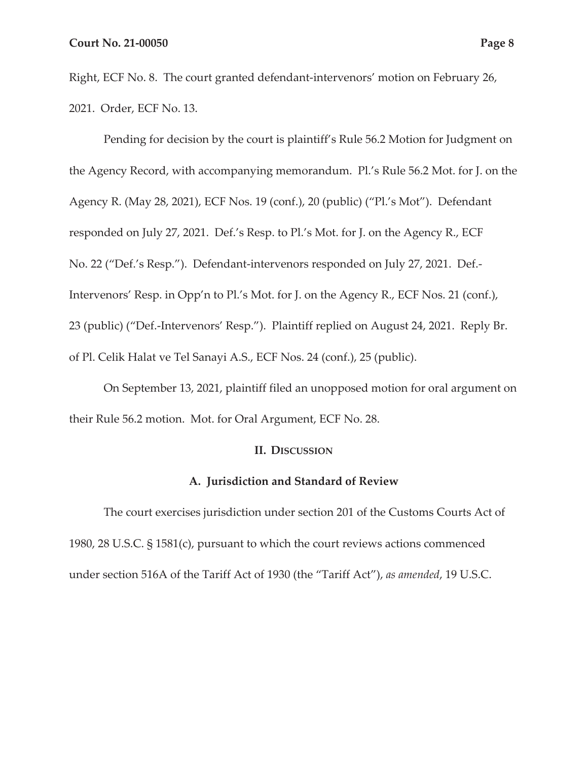Right, ECF No. 8. The court granted defendant-intervenors' motion on February 26, 2021. Order, ECF No. 13.

Pending for decision by the court is plaintiff's Rule 56.2 Motion for Judgment on the Agency Record, with accompanying memorandum. Pl.'s Rule 56.2 Mot. for J. on the Agency R. (May 28, 2021), ECF Nos. 19 (conf.), 20 (public) ("Pl.'s Mot"). Defendant responded on July 27, 2021. Def.'s Resp. to Pl.'s Mot. for J. on the Agency R., ECF No. 22 ("Def.'s Resp."). Defendant-intervenors responded on July 27, 2021. Def.-Intervenors' Resp. in Opp'n to Pl.'s Mot. for J. on the Agency R., ECF Nos. 21 (conf.), 23 (public) ("Def.-Intervenors' Resp."). Plaintiff replied on August 24, 2021. Reply Br. of Pl. Celik Halat ve Tel Sanayi A.S., ECF Nos. 24 (conf.), 25 (public).

On September 13, 2021, plaintiff filed an unopposed motion for oral argument on their Rule 56.2 motion. Mot. for Oral Argument, ECF No. 28.

## II. Discussion

### A. Jurisdiction and Standard of Review

The court exercises jurisdiction under section 201 of the Customs Courts Act of 1980, 28 U.S.C. § 1581(c), pursuant to which the court reviews actions commenced under section 516A of the Tariff Act of 1930 (the "Tariff Act"), *as amended*, 19 U.S.C.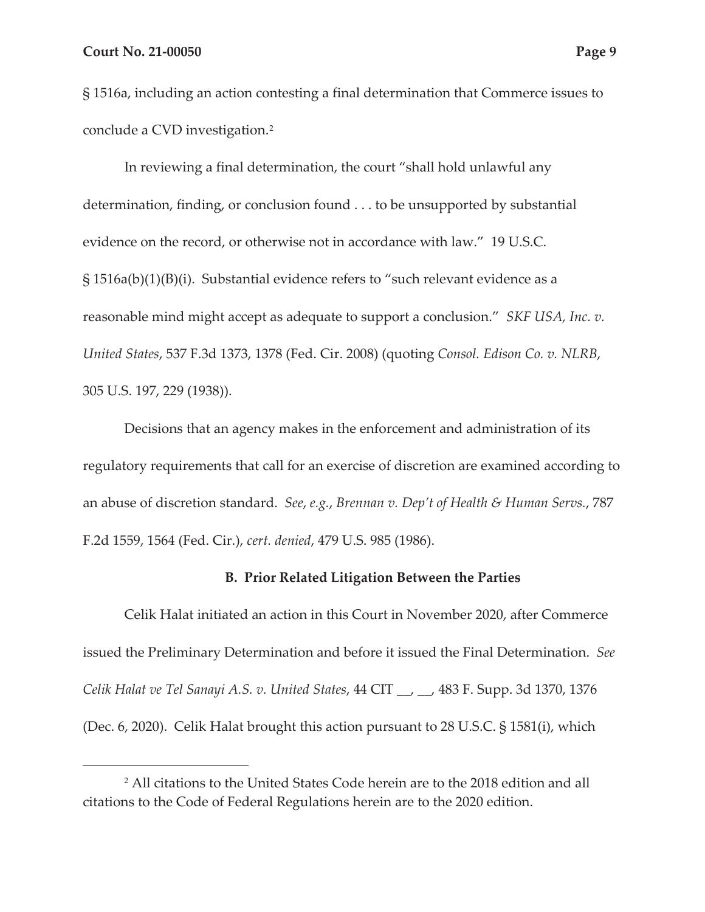§ 1516a, including an action contesting a final determination that Commerce issues to conclude a CVD investigation.[2]

In reviewing a final determination, the court "shall hold unlawful any determination, finding, or conclusion found . . . to be unsupported by substantial evidence on the record, or otherwise not in accordance with law." 19 U.S.C. § 1516a(b)(1)(B)(i). Substantial evidence refers to "such relevant evidence as a reasonable mind might accept as adequate to support a conclusion." *SKF USA, Inc. v. United States*, 537 F.3d 1373, 1378 (Fed. Cir. 2008) (quoting *Consol. Edison Co. v. NLRB*, 305 U.S. 197, 229 (1938)).

Decisions that an agency makes in the enforcement and administration of its regulatory requirements that call for an exercise of discretion are examined according to an abuse of discretion standard. *See, e.g.*, *Brennan v. Dep't of Health & Human Servs.*, 787 F.2d 1559, 1564 (Fed. Cir.), *cert. denied*, 479 U.S. 985 (1986).

### B. Prior Related Litigation Between the Parties

Celik Halat initiated an action in this Court in November 2020, after Commerce issued the Preliminary Determination and before it issued the Final Determination. *See Celik Halat ve Tel Sanayi A.S. v. United States*, 44 CIT __, __, 483 F. Supp. 3d 1370, 1376 (Dec. 6, 2020). Celik Halat brought this action pursuant to 28 U.S.C. § 1581(i), which

[2] All citations to the United States Code herein are to the 2018 edition and all citations to the Code of Federal Regulations herein are to the 2020 edition.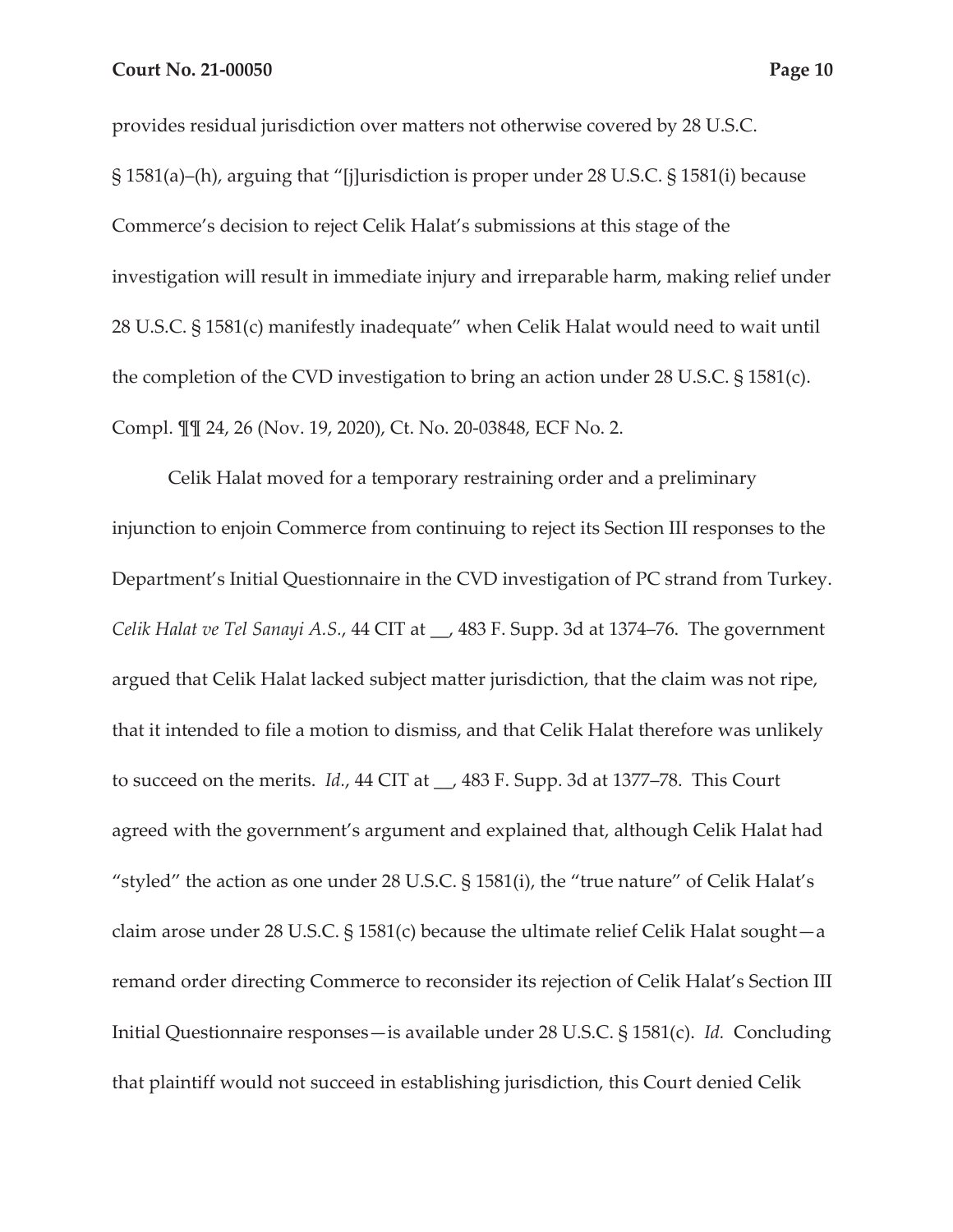provides residual jurisdiction over matters not otherwise covered by 28 U.S.C. § 1581(a)–(h), arguing that "[j]urisdiction is proper under 28 U.S.C. § 1581(i) because Commerce's decision to reject Celik Halat's submissions at this stage of the investigation will result in immediate injury and irreparable harm, making relief under 28 U.S.C. § 1581(c) manifestly inadequate" when Celik Halat would need to wait until the completion of the CVD investigation to bring an action under 28 U.S.C. § 1581(c). Compl. ¶¶ 24, 26 (Nov. 19, 2020), Ct. No. 20-03848, ECF No. 2.

Celik Halat moved for a temporary restraining order and a preliminary injunction to enjoin Commerce from continuing to reject its Section III responses to the Department's Initial Questionnaire in the CVD investigation of PC strand from Turkey. *Celik Halat ve Tel Sanayi A.S.*, 44 CIT at __, 483 F. Supp. 3d at 1374–76. The government argued that Celik Halat lacked subject matter jurisdiction, that the claim was not ripe, that it intended to file a motion to dismiss, and that Celik Halat therefore was unlikely to succeed on the merits. *Id.*, 44 CIT at __, 483 F. Supp. 3d at 1377–78. This Court agreed with the government's argument and explained that, although Celik Halat had "styled" the action as one under 28 U.S.C. § 1581(i), the "true nature" of Celik Halat's claim arose under 28 U.S.C. § 1581(c) because the ultimate relief Celik Halat sought—a remand order directing Commerce to reconsider its rejection of Celik Halat's Section III Initial Questionnaire responses—is available under 28 U.S.C. § 1581(c). *Id.* Concluding that plaintiff would not succeed in establishing jurisdiction, this Court denied Celik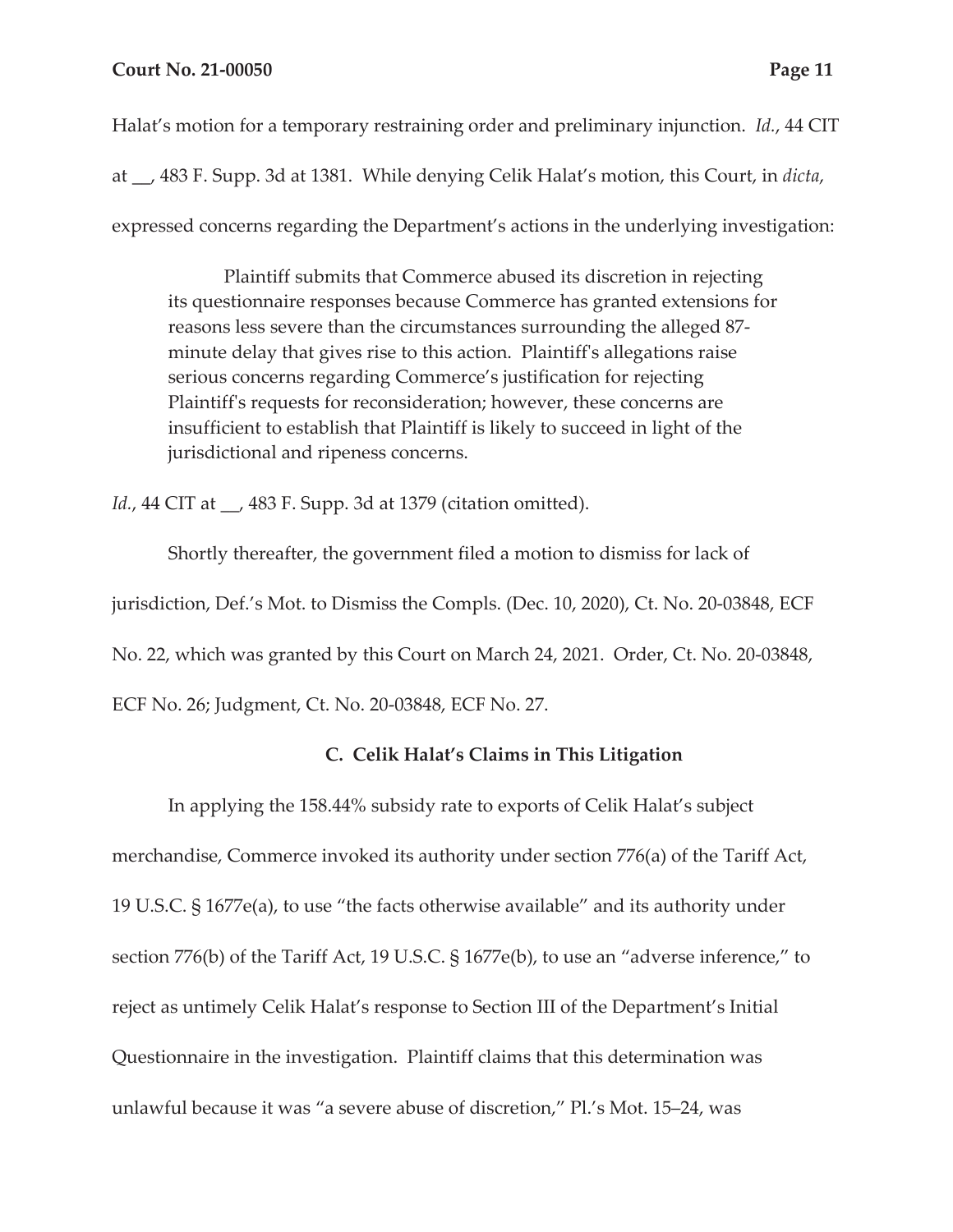Halat's motion for a temporary restraining order and preliminary injunction. *Id.*, 44 CIT at __, 483 F. Supp. 3d at 1381. While denying Celik Halat's motion, this Court, in *dicta*, expressed concerns regarding the Department's actions in the underlying investigation:

> Plaintiff submits that Commerce abused its discretion in rejecting its questionnaire responses because Commerce has granted extensions for reasons less severe than the circumstances surrounding the alleged 87-minute delay that gives rise to this action. Plaintiff's allegations raise serious concerns regarding Commerce's justification for rejecting Plaintiff's requests for reconsideration; however, these concerns are insufficient to establish that Plaintiff is likely to succeed in light of the jurisdictional and ripeness concerns.

*Id.*, 44 CIT at __, 483 F. Supp. 3d at 1379 (citation omitted).

Shortly thereafter, the government filed a motion to dismiss for lack of jurisdiction, Def.'s Mot. to Dismiss the Compls. (Dec. 10, 2020), Ct. No. 20-03848, ECF No. 22, which was granted by this Court on March 24, 2021. Order, Ct. No. 20-03848, ECF No. 26; Judgment, Ct. No. 20-03848, ECF No. 27.

### C. Celik Halat's Claims in This Litigation

In applying the 158.44% subsidy rate to exports of Celik Halat's subject merchandise, Commerce invoked its authority under section 776(a) of the Tariff Act, 19 U.S.C. § 1677e(a), to use "the facts otherwise available" and its authority under section 776(b) of the Tariff Act, 19 U.S.C. § 1677e(b), to use an "adverse inference," to reject as untimely Celik Halat's response to Section III of the Department's Initial Questionnaire in the investigation. Plaintiff claims that this determination was unlawful because it was "a severe abuse of discretion," Pl.'s Mot. 15–24, was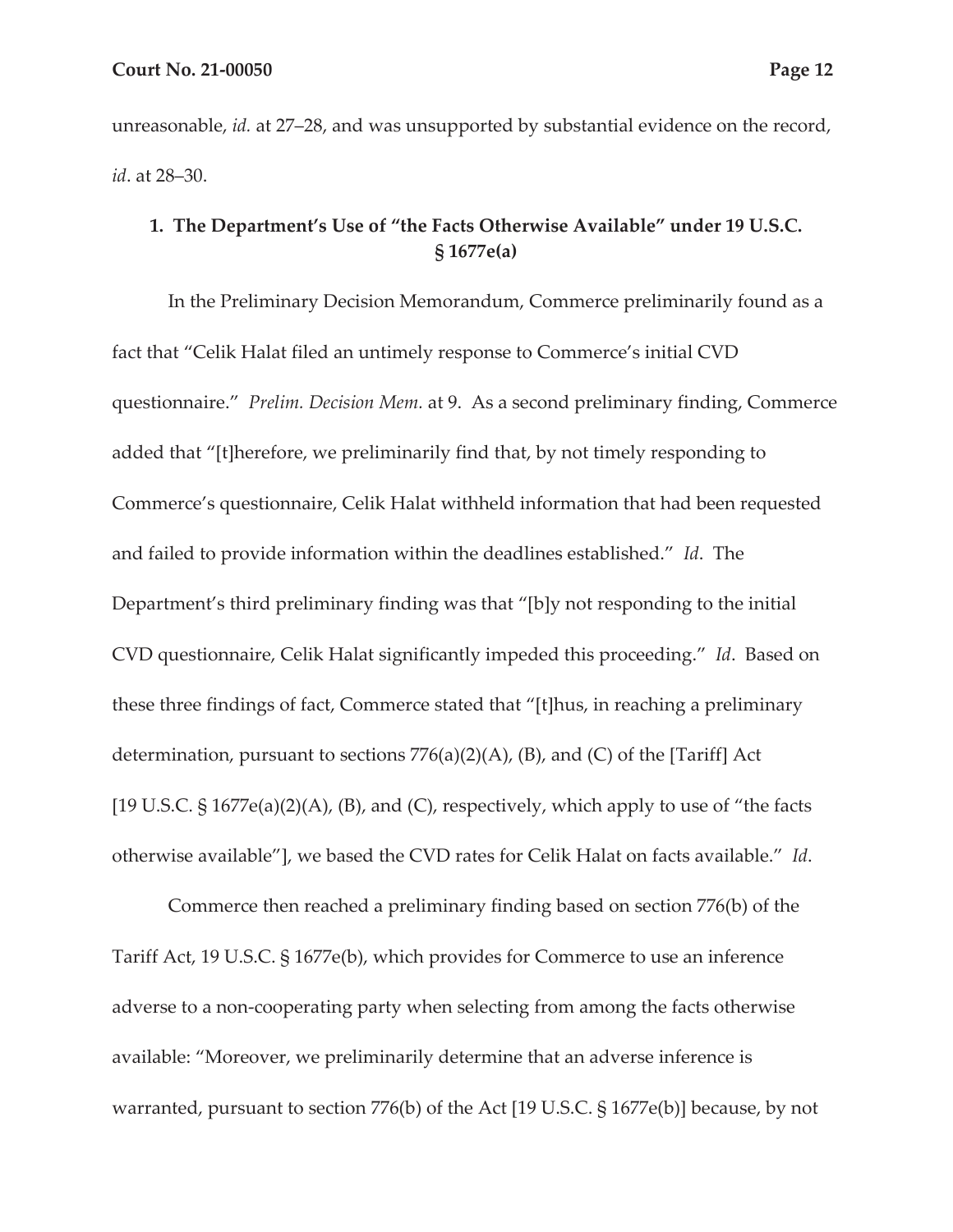unreasonable, *id.* at 27–28, and was unsupported by substantial evidence on the record, *id*. at 28–30.

### 1. The Department's Use of "the Facts Otherwise Available" under 19 U.S.C. § 1677e(a)

In the Preliminary Decision Memorandum, Commerce preliminarily found as a fact that "Celik Halat filed an untimely response to Commerce's initial CVD questionnaire." *Prelim. Decision Mem.* at 9. As a second preliminary finding, Commerce added that "[t]herefore, we preliminarily find that, by not timely responding to Commerce's questionnaire, Celik Halat withheld information that had been requested and failed to provide information within the deadlines established." *Id*. The Department's third preliminary finding was that "[b]y not responding to the initial CVD questionnaire, Celik Halat significantly impeded this proceeding." *Id*. Based on these three findings of fact, Commerce stated that "[t]hus, in reaching a preliminary determination, pursuant to sections 776(a)(2)(A), (B), and (C) of the [Tariff] Act [19 U.S.C. § 1677e(a)(2)(A), (B), and (C), respectively, which apply to use of "the facts otherwise available"], we based the CVD rates for Celik Halat on facts available." *Id*.

Commerce then reached a preliminary finding based on section 776(b) of the Tariff Act, 19 U.S.C. § 1677e(b), which provides for Commerce to use an inference adverse to a non-cooperating party when selecting from among the facts otherwise available: "Moreover, we preliminarily determine that an adverse inference is warranted, pursuant to section 776(b) of the Act [19 U.S.C. § 1677e(b)] because, by not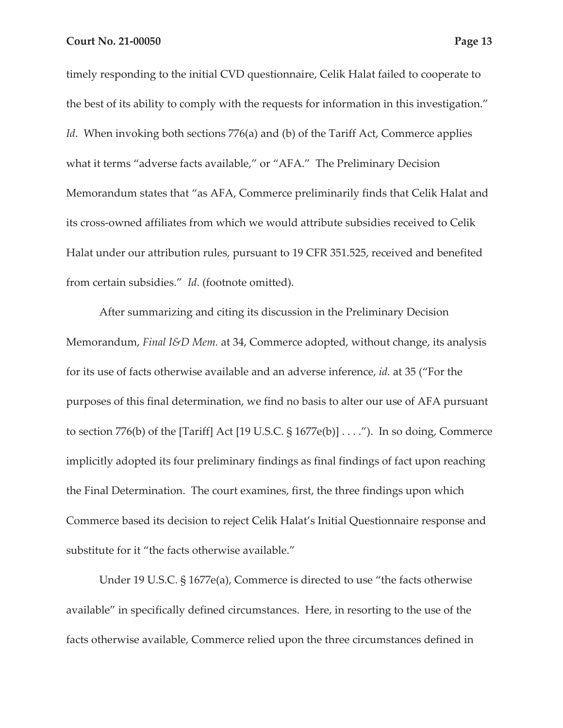timely responding to the initial CVD questionnaire, Celik Halat failed to cooperate to the best of its ability to comply with the requests for information in this investigation." *Id*. When invoking both sections 776(a) and (b) of the Tariff Act, Commerce applies what it terms "adverse facts available," or "AFA." The Preliminary Decision Memorandum states that "as AFA, Commerce preliminarily finds that Celik Halat and its cross-owned affiliates from which we would attribute subsidies received to Celik Halat under our attribution rules, pursuant to 19 CFR 351.525, received and benefited from certain subsidies." *Id*. (footnote omitted).

After summarizing and citing its discussion in the Preliminary Decision Memorandum, *Final I&D Mem.* at 34, Commerce adopted, without change, its analysis for its use of facts otherwise available and an adverse inference, *id.* at 35 ("For the purposes of this final determination, we find no basis to alter our use of AFA pursuant to section 776(b) of the [Tariff] Act [19 U.S.C. § 1677e(b)] . . . ."). In so doing, Commerce implicitly adopted its four preliminary findings as final findings of fact upon reaching the Final Determination. The court examines, first, the three findings upon which Commerce based its decision to reject Celik Halat's Initial Questionnaire response and substitute for it "the facts otherwise available."

Under 19 U.S.C. § 1677e(a), Commerce is directed to use "the facts otherwise available" in specifically defined circumstances. Here, in resorting to the use of the facts otherwise available, Commerce relied upon the three circumstances defined in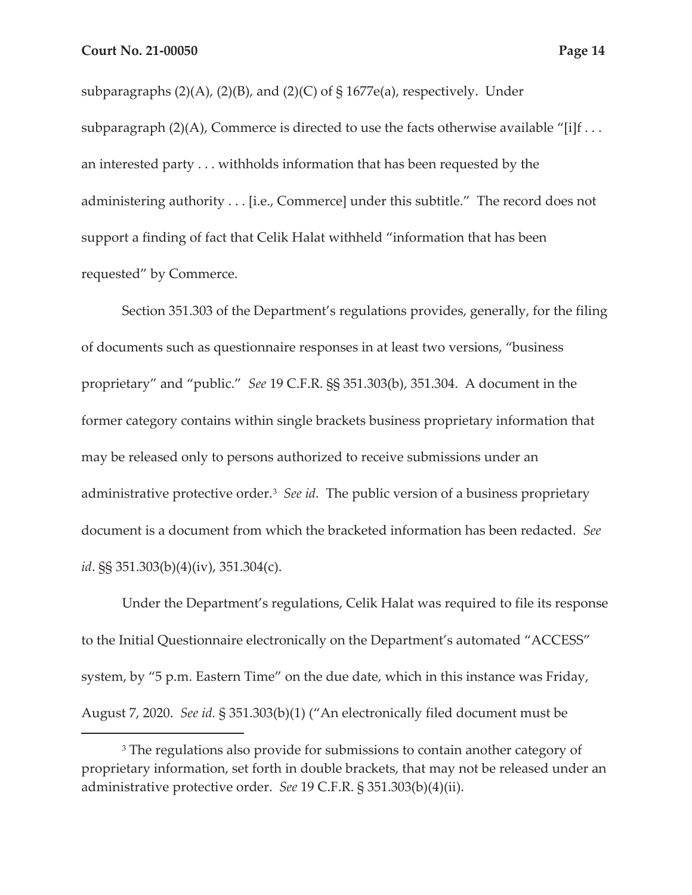subparagraphs (2)(A), (2)(B), and (2)(C) of § 1677e(a), respectively. Under subparagraph (2)(A), Commerce is directed to use the facts otherwise available "[i]f . . . an interested party . . . withholds information that has been requested by the administering authority . . . [i.e., Commerce] under this subtitle." The record does not support a finding of fact that Celik Halat withheld "information that has been requested" by Commerce.

Section 351.303 of the Department's regulations provides, generally, for the filing of documents such as questionnaire responses in at least two versions, "business proprietary" and "public." *See* 19 C.F.R. §§ 351.303(b), 351.304. A document in the former category contains within single brackets business proprietary information that may be released only to persons authorized to receive submissions under an administrative protective order.[3] *See id.* The public version of a business proprietary document is a document from which the bracketed information has been redacted. *See id*. §§ 351.303(b)(4)(iv), 351.304(c).

Under the Department's regulations, Celik Halat was required to file its response to the Initial Questionnaire electronically on the Department's automated "ACCESS" system, by "5 p.m. Eastern Time" on the due date, which in this instance was Friday, August 7, 2020. *See id.* § 351.303(b)(1) ("An electronically filed document must be

[3] The regulations also provide for submissions to contain another category of proprietary information, set forth in double brackets, that may not be released under an administrative protective order. *See* 19 C.F.R. § 351.303(b)(4)(ii).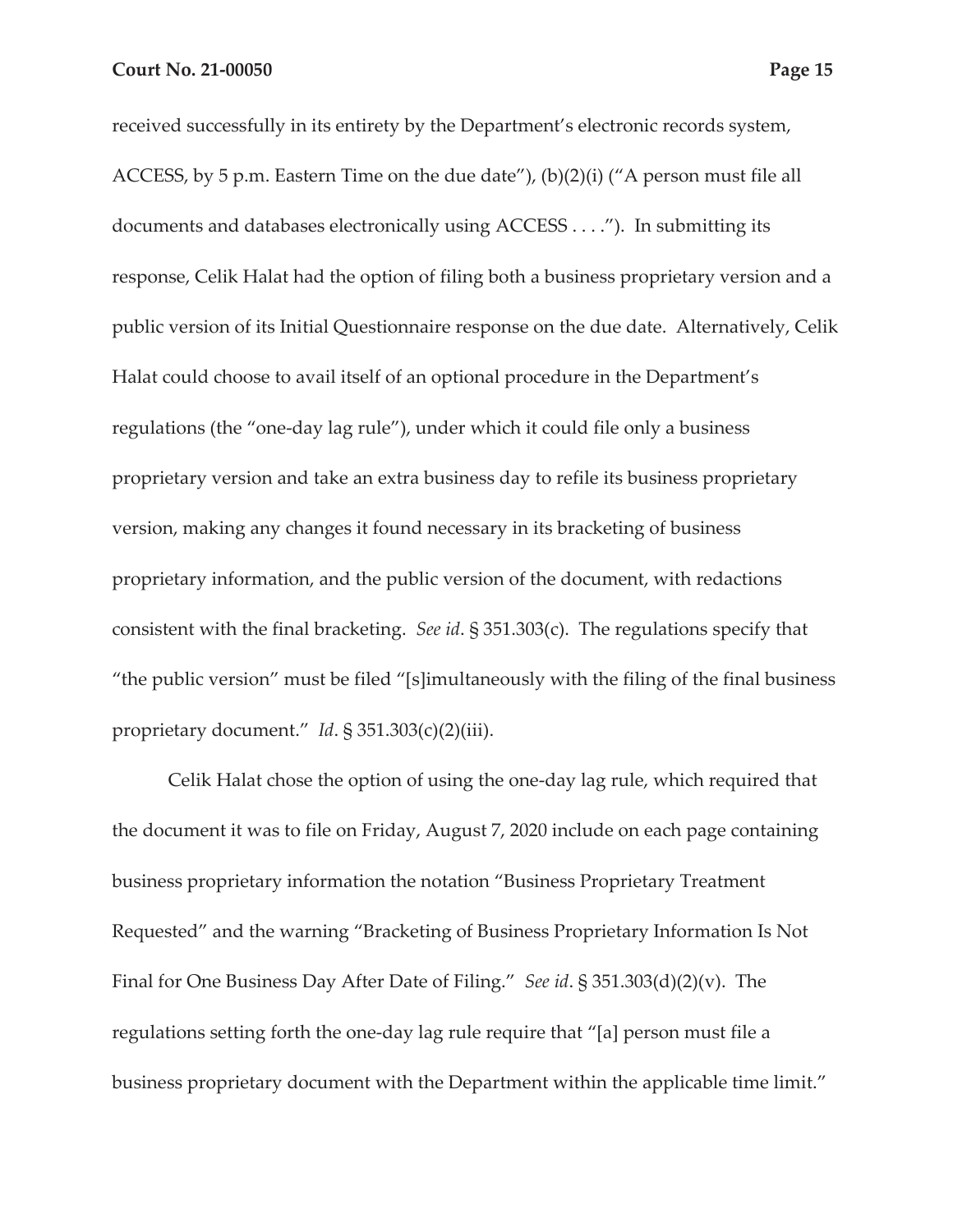received successfully in its entirety by the Department's electronic records system, ACCESS, by 5 p.m. Eastern Time on the due date"), (b)(2)(i) ("A person must file all documents and databases electronically using ACCESS . . . ."). In submitting its response, Celik Halat had the option of filing both a business proprietary version and a public version of its Initial Questionnaire response on the due date. Alternatively, Celik Halat could choose to avail itself of an optional procedure in the Department's regulations (the "one-day lag rule"), under which it could file only a business proprietary version and take an extra business day to refile its business proprietary version, making any changes it found necessary in its bracketing of business proprietary information, and the public version of the document, with redactions consistent with the final bracketing. *See id*. § 351.303(c). The regulations specify that "the public version" must be filed "[s]imultaneously with the filing of the final business proprietary document." *Id*. § 351.303(c)(2)(iii).

Celik Halat chose the option of using the one-day lag rule, which required that the document it was to file on Friday, August 7, 2020 include on each page containing business proprietary information the notation "Business Proprietary Treatment Requested" and the warning "Bracketing of Business Proprietary Information Is Not Final for One Business Day After Date of Filing." *See id*. § 351.303(d)(2)(v). The regulations setting forth the one-day lag rule require that "[a] person must file a business proprietary document with the Department within the applicable time limit."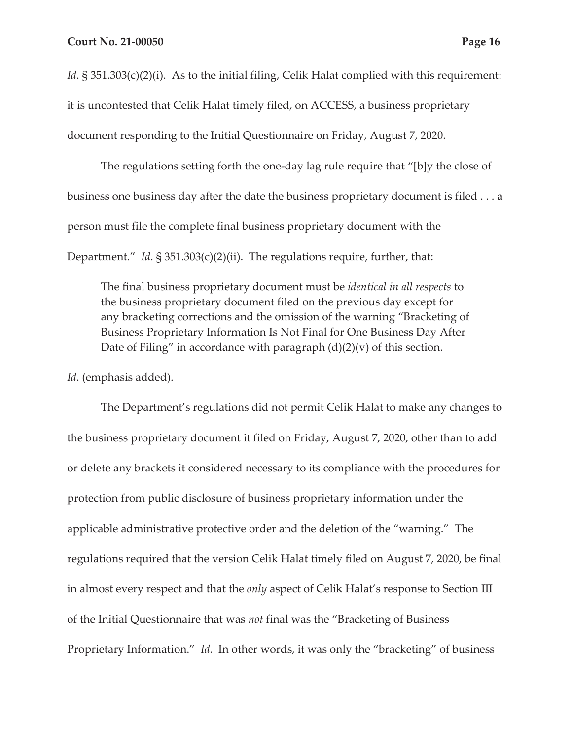*Id*. § 351.303(c)(2)(i). As to the initial filing, Celik Halat complied with this requirement: it is uncontested that Celik Halat timely filed, on ACCESS, a business proprietary document responding to the Initial Questionnaire on Friday, August 7, 2020.

The regulations setting forth the one-day lag rule require that "[b]y the close of business one business day after the date the business proprietary document is filed . . . a person must file the complete final business proprietary document with the Department." *Id*. § 351.303(c)(2)(ii). The regulations require, further, that:

> The final business proprietary document must be *identical in all respects* to the business proprietary document filed on the previous day except for any bracketing corrections and the omission of the warning "Bracketing of Business Proprietary Information Is Not Final for One Business Day After Date of Filing" in accordance with paragraph (d)(2)(v) of this section.

*Id*. (emphasis added).

The Department's regulations did not permit Celik Halat to make any changes to the business proprietary document it filed on Friday, August 7, 2020, other than to add or delete any brackets it considered necessary to its compliance with the procedures for protection from public disclosure of business proprietary information under the applicable administrative protective order and the deletion of the "warning." The regulations required that the version Celik Halat timely filed on August 7, 2020, be final in almost every respect and that the *only* aspect of Celik Halat's response to Section III of the Initial Questionnaire that was *not* final was the "Bracketing of Business Proprietary Information." *Id.* In other words, it was only the "bracketing" of business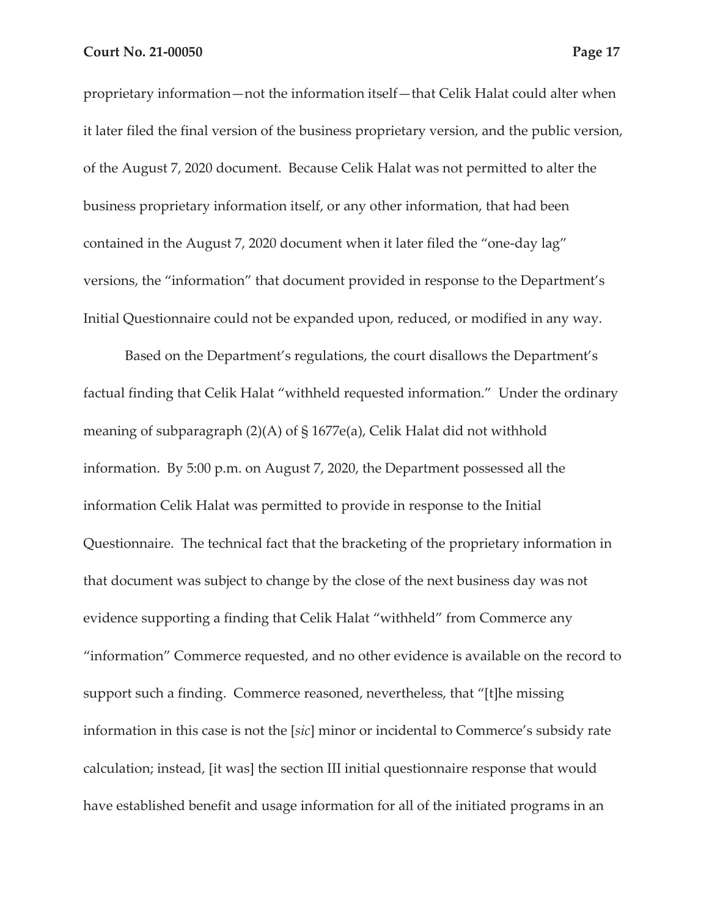proprietary information—not the information itself—that Celik Halat could alter when it later filed the final version of the business proprietary version, and the public version, of the August 7, 2020 document. Because Celik Halat was not permitted to alter the business proprietary information itself, or any other information, that had been contained in the August 7, 2020 document when it later filed the "one-day lag" versions, the "information" that document provided in response to the Department's Initial Questionnaire could not be expanded upon, reduced, or modified in any way.

Based on the Department's regulations, the court disallows the Department's factual finding that Celik Halat "withheld requested information." Under the ordinary meaning of subparagraph (2)(A) of § 1677e(a), Celik Halat did not withhold information. By 5:00 p.m. on August 7, 2020, the Department possessed all the information Celik Halat was permitted to provide in response to the Initial Questionnaire. The technical fact that the bracketing of the proprietary information in that document was subject to change by the close of the next business day was not evidence supporting a finding that Celik Halat "withheld" from Commerce any "information" Commerce requested, and no other evidence is available on the record to support such a finding. Commerce reasoned, nevertheless, that "[t]he missing information in this case is not the [*sic*] minor or incidental to Commerce's subsidy rate calculation; instead, [it was] the section III initial questionnaire response that would have established benefit and usage information for all of the initiated programs in an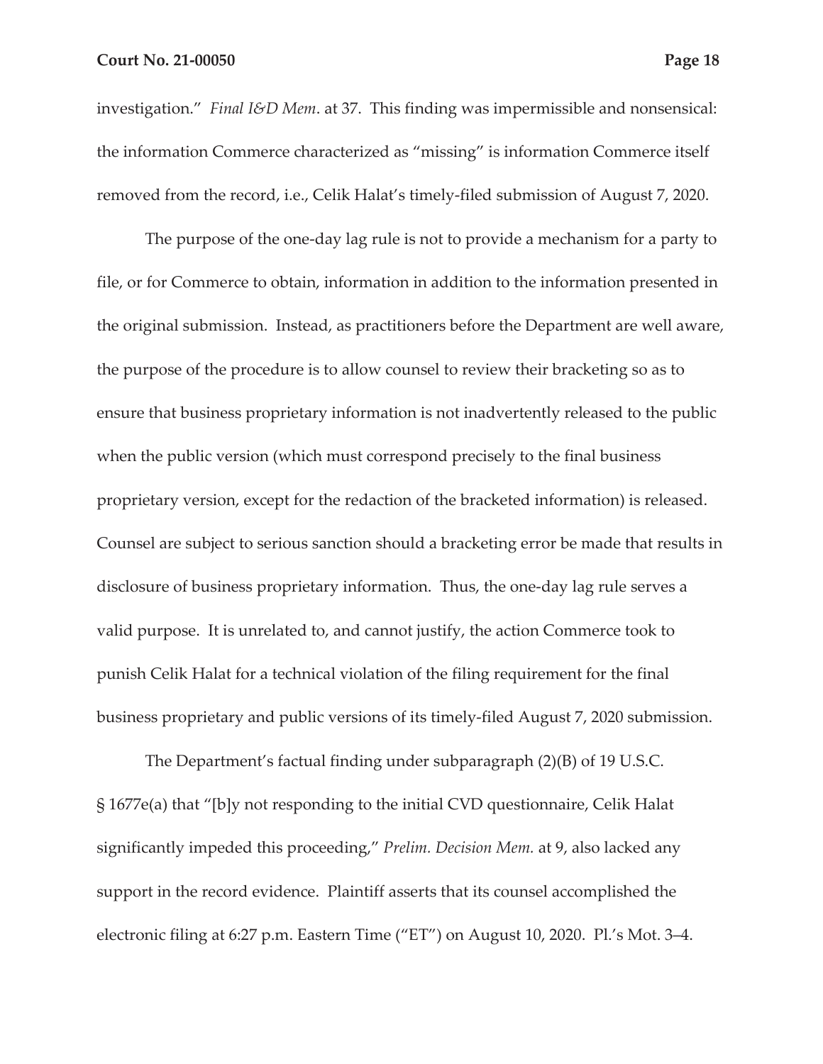investigation." *Final I&D Mem*. at 37. This finding was impermissible and nonsensical: the information Commerce characterized as "missing" is information Commerce itself removed from the record, i.e., Celik Halat's timely-filed submission of August 7, 2020.

The purpose of the one-day lag rule is not to provide a mechanism for a party to file, or for Commerce to obtain, information in addition to the information presented in the original submission. Instead, as practitioners before the Department are well aware, the purpose of the procedure is to allow counsel to review their bracketing so as to ensure that business proprietary information is not inadvertently released to the public when the public version (which must correspond precisely to the final business proprietary version, except for the redaction of the bracketed information) is released. Counsel are subject to serious sanction should a bracketing error be made that results in disclosure of business proprietary information. Thus, the one-day lag rule serves a valid purpose. It is unrelated to, and cannot justify, the action Commerce took to punish Celik Halat for a technical violation of the filing requirement for the final business proprietary and public versions of its timely-filed August 7, 2020 submission.

The Department's factual finding under subparagraph (2)(B) of 19 U.S.C. § 1677e(a) that "[b]y not responding to the initial CVD questionnaire, Celik Halat significantly impeded this proceeding," *Prelim. Decision Mem.* at 9, also lacked any support in the record evidence. Plaintiff asserts that its counsel accomplished the electronic filing at 6:27 p.m. Eastern Time ("ET") on August 10, 2020. Pl.'s Mot. 3–4.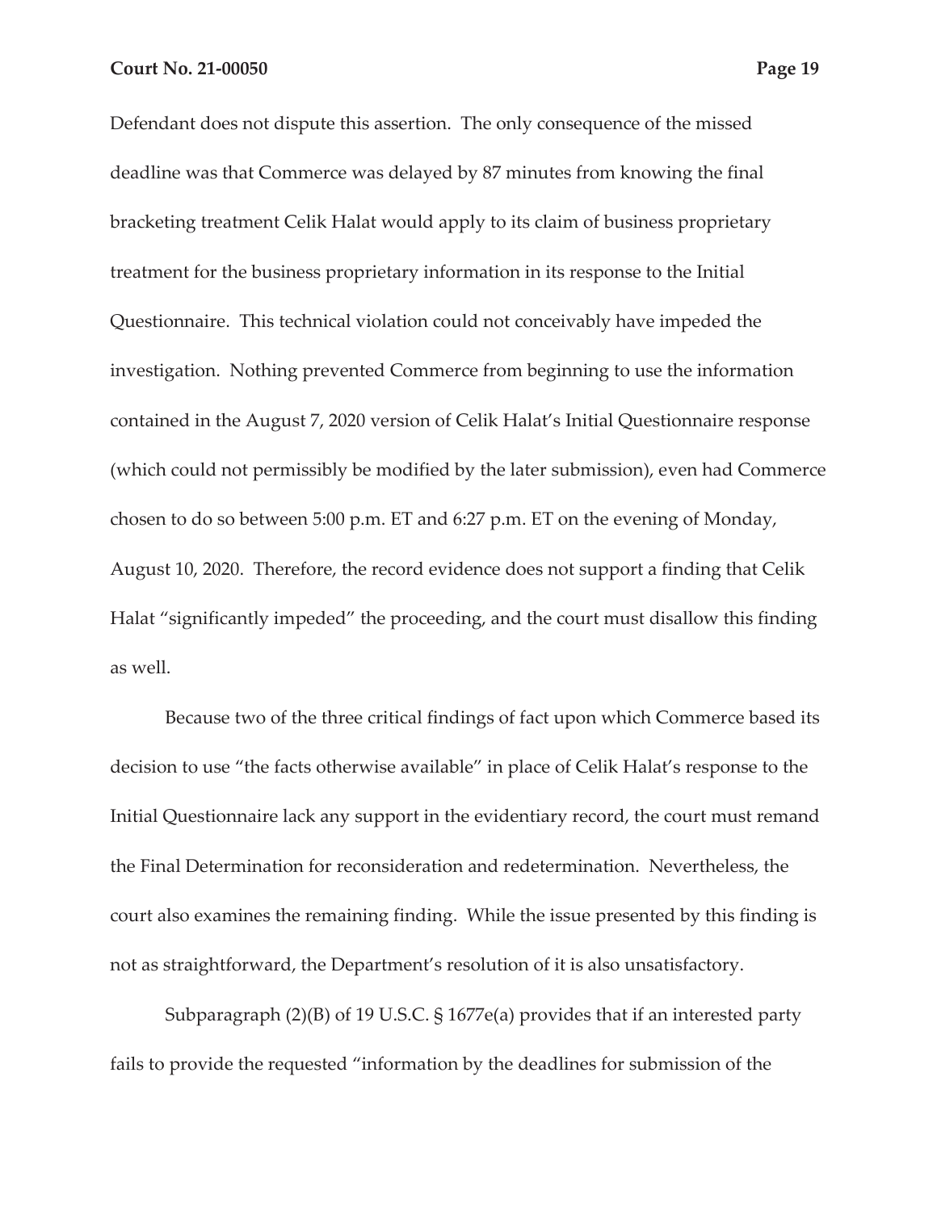Defendant does not dispute this assertion. The only consequence of the missed deadline was that Commerce was delayed by 87 minutes from knowing the final bracketing treatment Celik Halat would apply to its claim of business proprietary treatment for the business proprietary information in its response to the Initial Questionnaire. This technical violation could not conceivably have impeded the investigation. Nothing prevented Commerce from beginning to use the information contained in the August 7, 2020 version of Celik Halat's Initial Questionnaire response (which could not permissibly be modified by the later submission), even had Commerce chosen to do so between 5:00 p.m. ET and 6:27 p.m. ET on the evening of Monday, August 10, 2020. Therefore, the record evidence does not support a finding that Celik Halat "significantly impeded" the proceeding, and the court must disallow this finding as well.

Because two of the three critical findings of fact upon which Commerce based its decision to use "the facts otherwise available" in place of Celik Halat's response to the Initial Questionnaire lack any support in the evidentiary record, the court must remand the Final Determination for reconsideration and redetermination. Nevertheless, the court also examines the remaining finding. While the issue presented by this finding is not as straightforward, the Department's resolution of it is also unsatisfactory.

Subparagraph (2)(B) of 19 U.S.C. § 1677e(a) provides that if an interested party fails to provide the requested "information by the deadlines for submission of the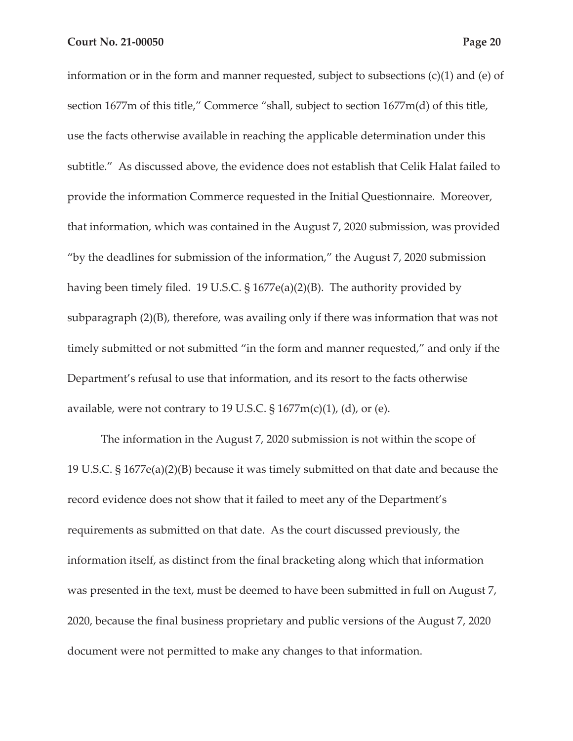information or in the form and manner requested, subject to subsections (c)(1) and (e) of section 1677m of this title," Commerce "shall, subject to section 1677m(d) of this title, use the facts otherwise available in reaching the applicable determination under this subtitle." As discussed above, the evidence does not establish that Celik Halat failed to provide the information Commerce requested in the Initial Questionnaire. Moreover, that information, which was contained in the August 7, 2020 submission, was provided "by the deadlines for submission of the information," the August 7, 2020 submission having been timely filed. 19 U.S.C. § 1677e(a)(2)(B). The authority provided by subparagraph (2)(B), therefore, was availing only if there was information that was not timely submitted or not submitted "in the form and manner requested," and only if the Department's refusal to use that information, and its resort to the facts otherwise available, were not contrary to 19 U.S.C. § 1677m(c)(1), (d), or (e).

The information in the August 7, 2020 submission is not within the scope of 19 U.S.C. § 1677e(a)(2)(B) because it was timely submitted on that date and because the record evidence does not show that it failed to meet any of the Department's requirements as submitted on that date. As the court discussed previously, the information itself, as distinct from the final bracketing along which that information was presented in the text, must be deemed to have been submitted in full on August 7, 2020, because the final business proprietary and public versions of the August 7, 2020 document were not permitted to make any changes to that information.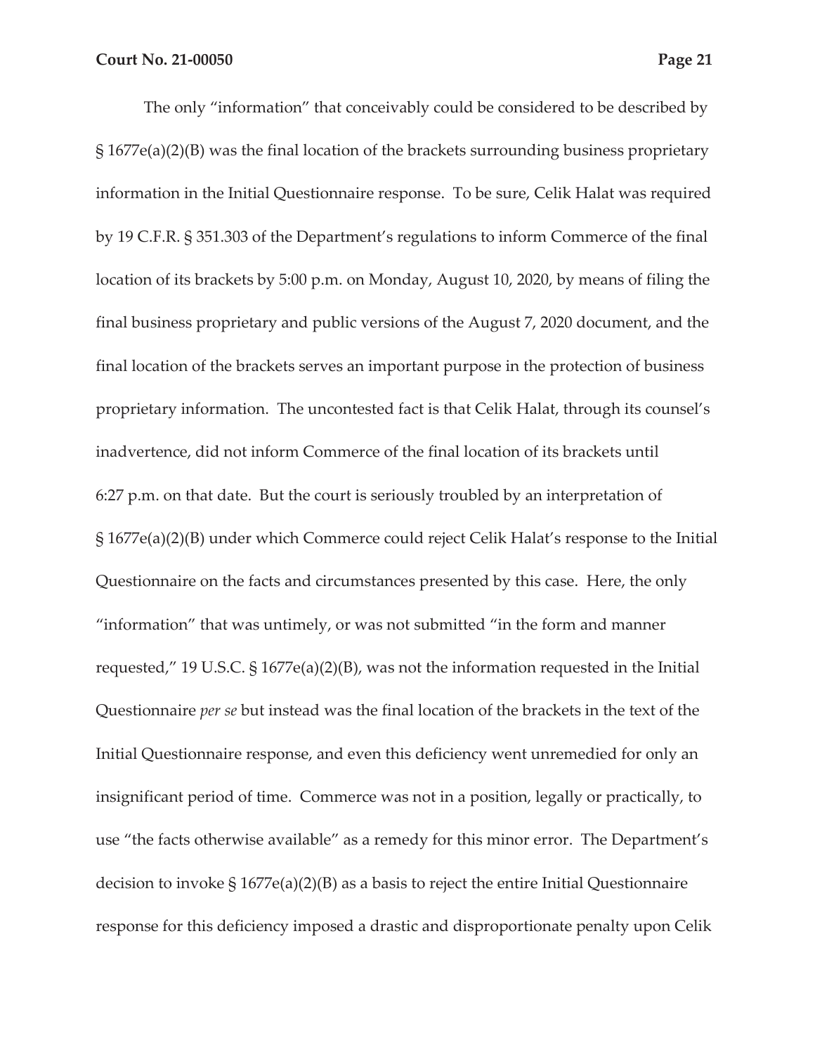The only "information" that conceivably could be considered to be described by § 1677e(a)(2)(B) was the final location of the brackets surrounding business proprietary information in the Initial Questionnaire response. To be sure, Celik Halat was required by 19 C.F.R. § 351.303 of the Department's regulations to inform Commerce of the final location of its brackets by 5:00 p.m. on Monday, August 10, 2020, by means of filing the final business proprietary and public versions of the August 7, 2020 document, and the final location of the brackets serves an important purpose in the protection of business proprietary information. The uncontested fact is that Celik Halat, through its counsel's inadvertence, did not inform Commerce of the final location of its brackets until 6:27 p.m. on that date. But the court is seriously troubled by an interpretation of § 1677e(a)(2)(B) under which Commerce could reject Celik Halat's response to the Initial Questionnaire on the facts and circumstances presented by this case. Here, the only "information" that was untimely, or was not submitted "in the form and manner requested," 19 U.S.C. § 1677e(a)(2)(B), was not the information requested in the Initial Questionnaire *per se* but instead was the final location of the brackets in the text of the Initial Questionnaire response, and even this deficiency went unremedied for only an insignificant period of time. Commerce was not in a position, legally or practically, to use "the facts otherwise available" as a remedy for this minor error. The Department's decision to invoke § 1677e(a)(2)(B) as a basis to reject the entire Initial Questionnaire response for this deficiency imposed a drastic and disproportionate penalty upon Celik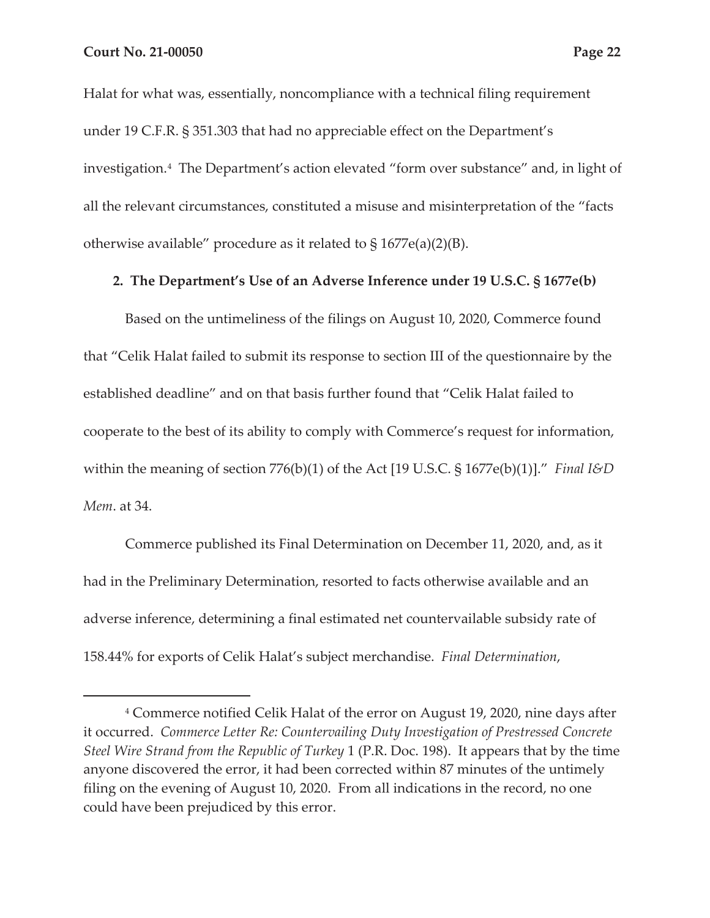Halat for what was, essentially, noncompliance with a technical filing requirement under 19 C.F.R. § 351.303 that had no appreciable effect on the Department's investigation.[4] The Department's action elevated "form over substance" and, in light of all the relevant circumstances, constituted a misuse and misinterpretation of the "facts otherwise available" procedure as it related to § 1677e(a)(2)(B).

**2. The Department's Use of an Adverse Inference under 19 U.S.C. § 1677e(b)**

Based on the untimeliness of the filings on August 10, 2020, Commerce found that "Celik Halat failed to submit its response to section III of the questionnaire by the established deadline" and on that basis further found that "Celik Halat failed to cooperate to the best of its ability to comply with Commerce's request for information, within the meaning of section 776(b)(1) of the Act [19 U.S.C. § 1677e(b)(1)]." *Final I&D Mem*. at 34.

Commerce published its Final Determination on December 11, 2020, and, as it had in the Preliminary Determination, resorted to facts otherwise available and an adverse inference, determining a final estimated net countervailable subsidy rate of 158.44% for exports of Celik Halat's subject merchandise. *Final Determination*,

---

[4] Commerce notified Celik Halat of the error on August 19, 2020, nine days after it occurred. *Commerce Letter Re: Countervailing Duty Investigation of Prestressed Concrete Steel Wire Strand from the Republic of Turkey* 1 (P.R. Doc. 198). It appears that by the time anyone discovered the error, it had been corrected within 87 minutes of the untimely filing on the evening of August 10, 2020. From all indications in the record, no one could have been prejudiced by this error.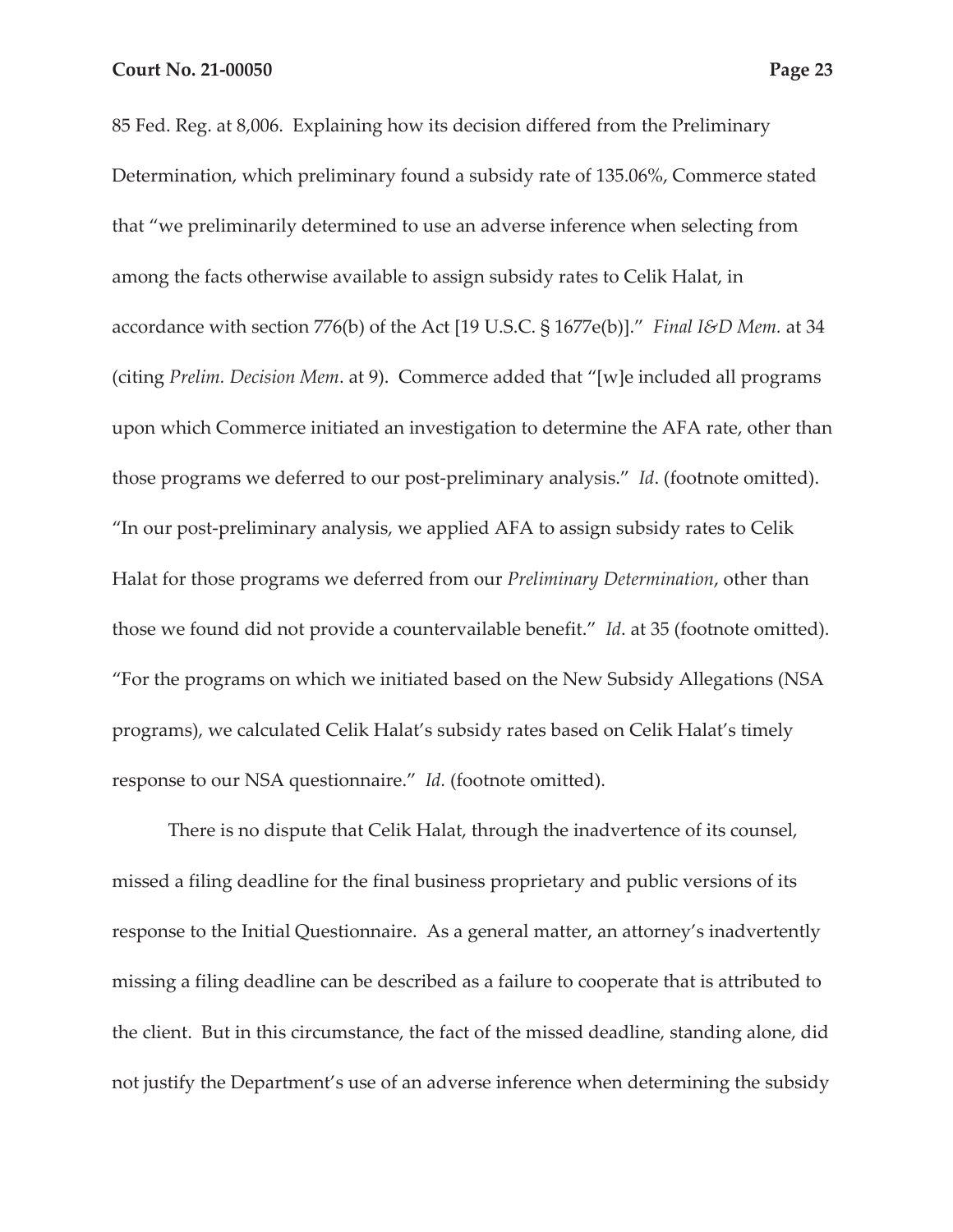85 Fed. Reg. at 8,006. Explaining how its decision differed from the Preliminary Determination, which preliminary found a subsidy rate of 135.06%, Commerce stated that "we preliminarily determined to use an adverse inference when selecting from among the facts otherwise available to assign subsidy rates to Celik Halat, in accordance with section 776(b) of the Act [19 U.S.C. § 1677e(b)]." *Final I&D Mem.* at 34 (citing *Prelim. Decision Mem*. at 9). Commerce added that "[w]e included all programs upon which Commerce initiated an investigation to determine the AFA rate, other than those programs we deferred to our post-preliminary analysis." *Id*. (footnote omitted). "In our post-preliminary analysis, we applied AFA to assign subsidy rates to Celik Halat for those programs we deferred from our *Preliminary Determination*, other than those we found did not provide a countervailable benefit." *Id*. at 35 (footnote omitted). "For the programs on which we initiated based on the New Subsidy Allegations (NSA programs), we calculated Celik Halat's subsidy rates based on Celik Halat's timely response to our NSA questionnaire." *Id.* (footnote omitted).

There is no dispute that Celik Halat, through the inadvertence of its counsel, missed a filing deadline for the final business proprietary and public versions of its response to the Initial Questionnaire. As a general matter, an attorney's inadvertently missing a filing deadline can be described as a failure to cooperate that is attributed to the client. But in this circumstance, the fact of the missed deadline, standing alone, did not justify the Department's use of an adverse inference when determining the subsidy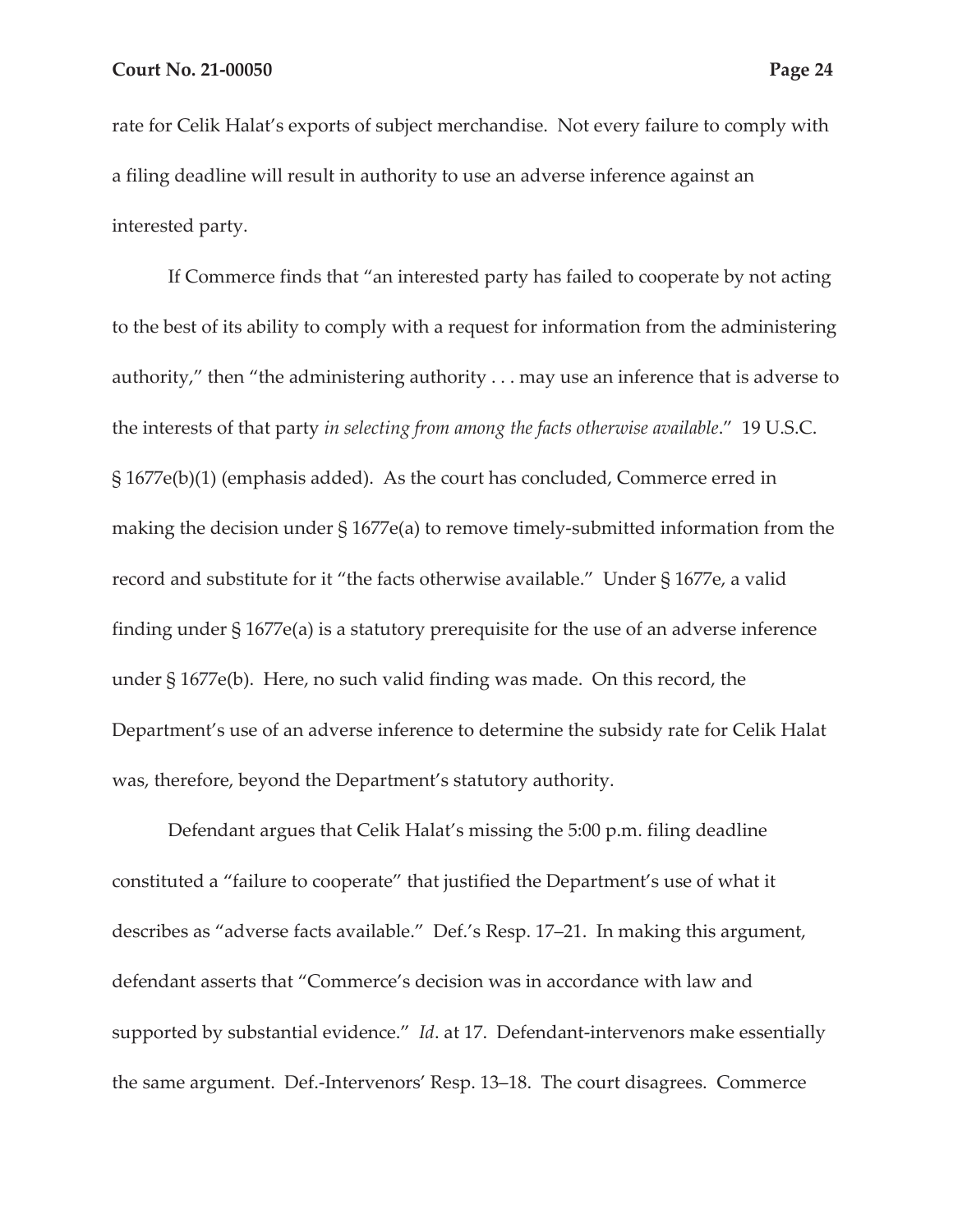rate for Celik Halat's exports of subject merchandise. Not every failure to comply with a filing deadline will result in authority to use an adverse inference against an interested party.

If Commerce finds that "an interested party has failed to cooperate by not acting to the best of its ability to comply with a request for information from the administering authority," then "the administering authority . . . may use an inference that is adverse to the interests of that party *in selecting from among the facts otherwise available*." 19 U.S.C. § 1677e(b)(1) (emphasis added). As the court has concluded, Commerce erred in making the decision under § 1677e(a) to remove timely-submitted information from the record and substitute for it "the facts otherwise available." Under § 1677e, a valid finding under § 1677e(a) is a statutory prerequisite for the use of an adverse inference under § 1677e(b). Here, no such valid finding was made. On this record, the Department's use of an adverse inference to determine the subsidy rate for Celik Halat was, therefore, beyond the Department's statutory authority.

Defendant argues that Celik Halat's missing the 5:00 p.m. filing deadline constituted a "failure to cooperate" that justified the Department's use of what it describes as "adverse facts available." Def.'s Resp. 17–21. In making this argument, defendant asserts that "Commerce's decision was in accordance with law and supported by substantial evidence." *Id*. at 17. Defendant-intervenors make essentially the same argument. Def.-Intervenors' Resp. 13–18. The court disagrees. Commerce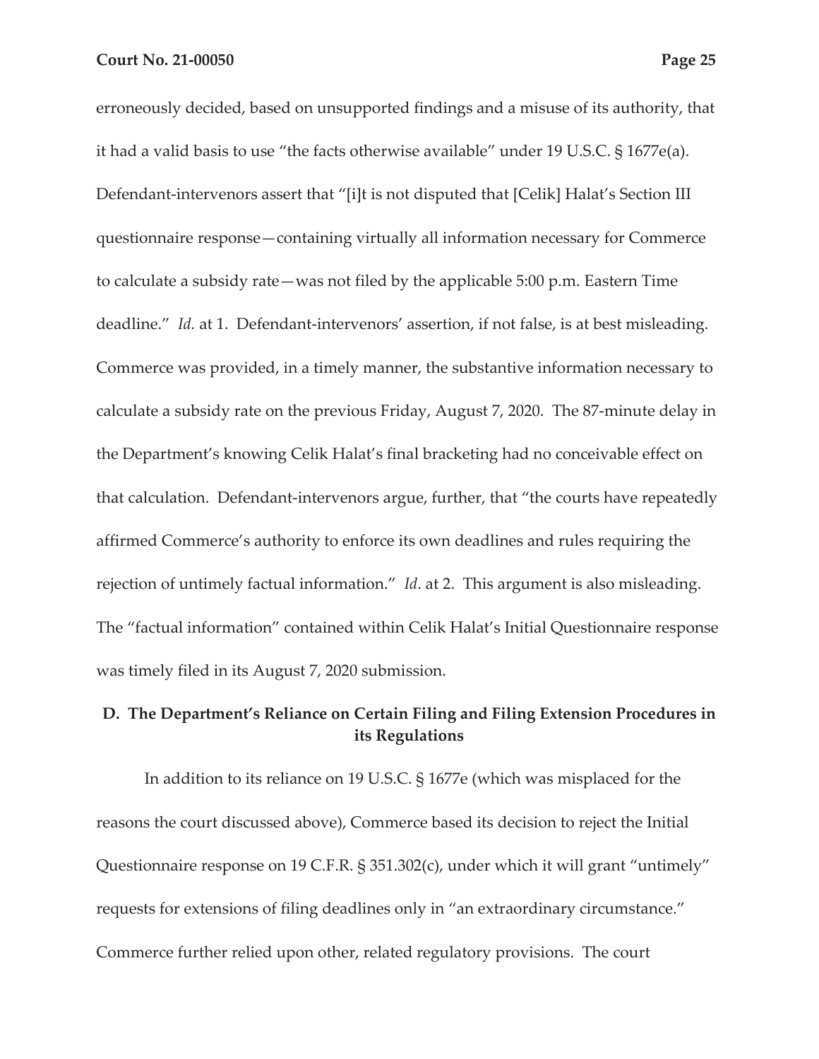erroneously decided, based on unsupported findings and a misuse of its authority, that it had a valid basis to use "the facts otherwise available" under 19 U.S.C. § 1677e(a). Defendant-intervenors assert that "[i]t is not disputed that [Celik] Halat's Section III questionnaire response—containing virtually all information necessary for Commerce to calculate a subsidy rate—was not filed by the applicable 5:00 p.m. Eastern Time deadline." *Id.* at 1. Defendant-intervenors' assertion, if not false, is at best misleading. Commerce was provided, in a timely manner, the substantive information necessary to calculate a subsidy rate on the previous Friday, August 7, 2020. The 87-minute delay in the Department's knowing Celik Halat's final bracketing had no conceivable effect on that calculation. Defendant-intervenors argue, further, that "the courts have repeatedly affirmed Commerce's authority to enforce its own deadlines and rules requiring the rejection of untimely factual information." *Id*. at 2. This argument is also misleading. The "factual information" contained within Celik Halat's Initial Questionnaire response was timely filed in its August 7, 2020 submission.

**D. The Department's Reliance on Certain Filing and Filing Extension Procedures in its Regulations**

In addition to its reliance on 19 U.S.C. § 1677e (which was misplaced for the reasons the court discussed above), Commerce based its decision to reject the Initial Questionnaire response on 19 C.F.R. § 351.302(c), under which it will grant "untimely" requests for extensions of filing deadlines only in "an extraordinary circumstance." Commerce further relied upon other, related regulatory provisions. The court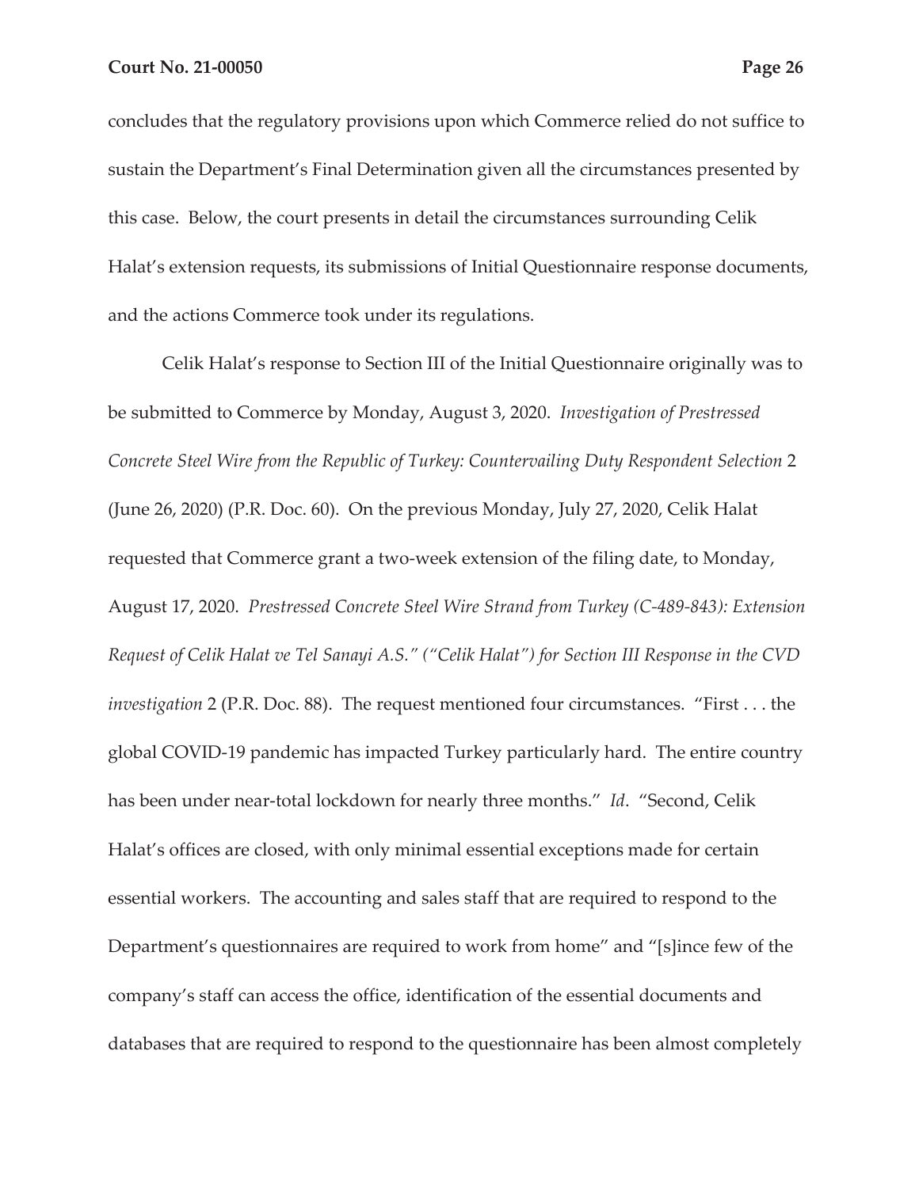concludes that the regulatory provisions upon which Commerce relied do not suffice to sustain the Department's Final Determination given all the circumstances presented by this case. Below, the court presents in detail the circumstances surrounding Celik Halat's extension requests, its submissions of Initial Questionnaire response documents, and the actions Commerce took under its regulations.

Celik Halat's response to Section III of the Initial Questionnaire originally was to be submitted to Commerce by Monday, August 3, 2020. *Investigation of Prestressed Concrete Steel Wire from the Republic of Turkey: Countervailing Duty Respondent Selection* 2 (June 26, 2020) (P.R. Doc. 60). On the previous Monday, July 27, 2020, Celik Halat requested that Commerce grant a two-week extension of the filing date, to Monday, August 17, 2020. *Prestressed Concrete Steel Wire Strand from Turkey (C-489-843): Extension Request of Celik Halat ve Tel Sanayi A.S." ("Celik Halat") for Section III Response in the CVD investigation* 2 (P.R. Doc. 88). The request mentioned four circumstances. "First . . . the global COVID-19 pandemic has impacted Turkey particularly hard. The entire country has been under near-total lockdown for nearly three months." *Id*. "Second, Celik Halat's offices are closed, with only minimal essential exceptions made for certain essential workers. The accounting and sales staff that are required to respond to the Department's questionnaires are required to work from home" and "[s]ince few of the company's staff can access the office, identification of the essential documents and databases that are required to respond to the questionnaire has been almost completely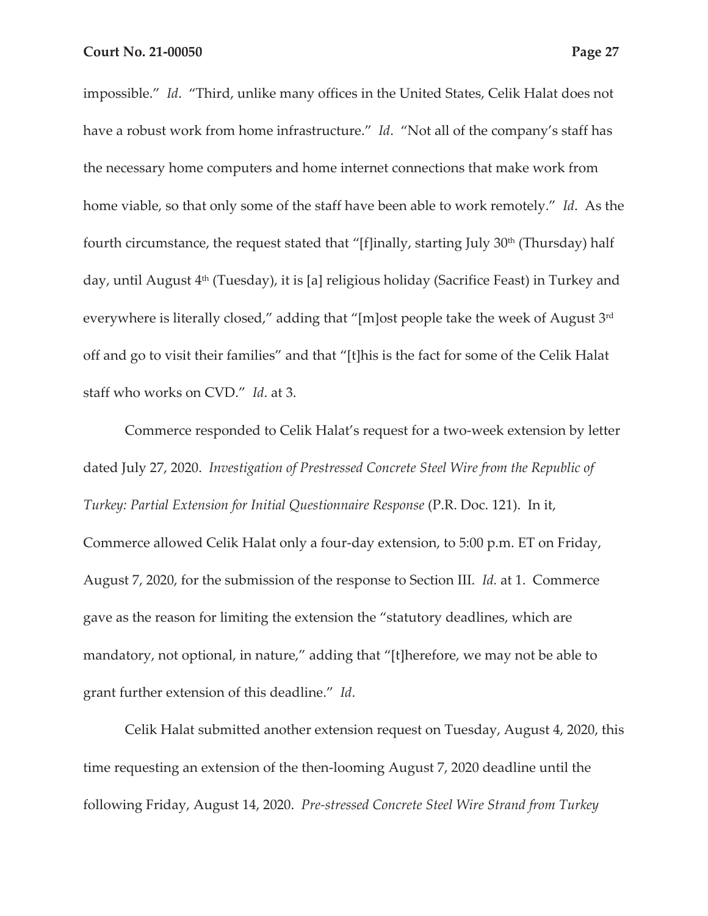impossible." *Id*. "Third, unlike many offices in the United States, Celik Halat does not have a robust work from home infrastructure." *Id*. "Not all of the company's staff has the necessary home computers and home internet connections that make work from home viable, so that only some of the staff have been able to work remotely." *Id*. As the fourth circumstance, the request stated that "[f]inally, starting July 30th (Thursday) half day, until August 4th (Tuesday), it is [a] religious holiday (Sacrifice Feast) in Turkey and everywhere is literally closed," adding that "[m]ost people take the week of August 3rd off and go to visit their families" and that "[t]his is the fact for some of the Celik Halat staff who works on CVD." *Id*. at 3.

Commerce responded to Celik Halat's request for a two-week extension by letter dated July 27, 2020. *Investigation of Prestressed Concrete Steel Wire from the Republic of Turkey: Partial Extension for Initial Questionnaire Response* (P.R. Doc. 121). In it, Commerce allowed Celik Halat only a four-day extension, to 5:00 p.m. ET on Friday, August 7, 2020, for the submission of the response to Section III. *Id.* at 1. Commerce gave as the reason for limiting the extension the "statutory deadlines, which are mandatory, not optional, in nature," adding that "[t]herefore, we may not be able to grant further extension of this deadline." *Id*.

Celik Halat submitted another extension request on Tuesday, August 4, 2020, this time requesting an extension of the then-looming August 7, 2020 deadline until the following Friday, August 14, 2020. *Pre-stressed Concrete Steel Wire Strand from Turkey*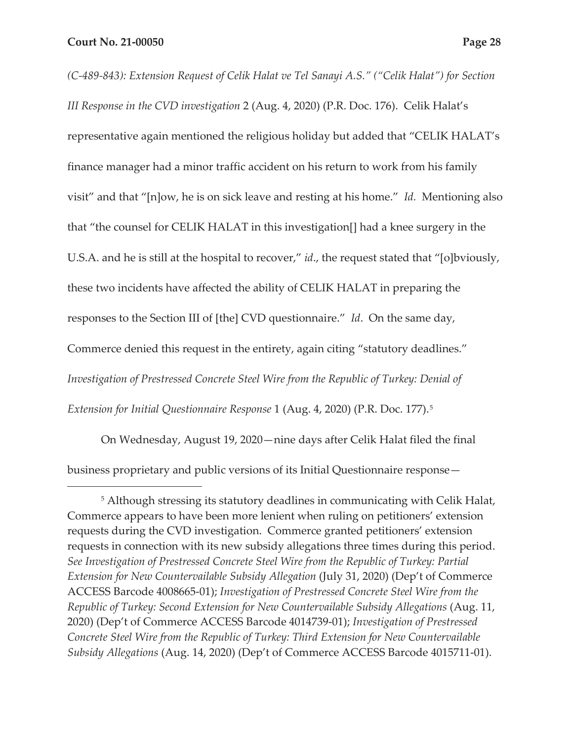*(C-489-843): Extension Request of Celik Halat ve Tel Sanayi A.S." ("Celik Halat") for Section III Response in the CVD investigation* 2 (Aug. 4, 2020) (P.R. Doc. 176). Celik Halat's representative again mentioned the religious holiday but added that "CELIK HALAT's finance manager had a minor traffic accident on his return to work from his family visit" and that "[n]ow, he is on sick leave and resting at his home." *Id.* Mentioning also that "the counsel for CELIK HALAT in this investigation[] had a knee surgery in the U.S.A. and he is still at the hospital to recover," *id*., the request stated that "[o]bviously, these two incidents have affected the ability of CELIK HALAT in preparing the responses to the Section III of [the] CVD questionnaire." *Id*. On the same day, Commerce denied this request in the entirety, again citing "statutory deadlines." *Investigation of Prestressed Concrete Steel Wire from the Republic of Turkey: Denial of Extension for Initial Questionnaire Response* 1 (Aug. 4, 2020) (P.R. Doc. 177).[5]

On Wednesday, August 19, 2020—nine days after Celik Halat filed the final business proprietary and public versions of its Initial Questionnaire response—

[5] Although stressing its statutory deadlines in communicating with Celik Halat, Commerce appears to have been more lenient when ruling on petitioners' extension requests during the CVD investigation. Commerce granted petitioners' extension requests in connection with its new subsidy allegations three times during this period. *See Investigation of Prestressed Concrete Steel Wire from the Republic of Turkey: Partial Extension for New Countervailable Subsidy Allegation* (July 31, 2020) (Dep't of Commerce ACCESS Barcode 4008665-01); *Investigation of Prestressed Concrete Steel Wire from the Republic of Turkey: Second Extension for New Countervailable Subsidy Allegations* (Aug. 11, 2020) (Dep't of Commerce ACCESS Barcode 4014739-01); *Investigation of Prestressed Concrete Steel Wire from the Republic of Turkey: Third Extension for New Countervailable Subsidy Allegations* (Aug. 14, 2020) (Dep't of Commerce ACCESS Barcode 4015711-01).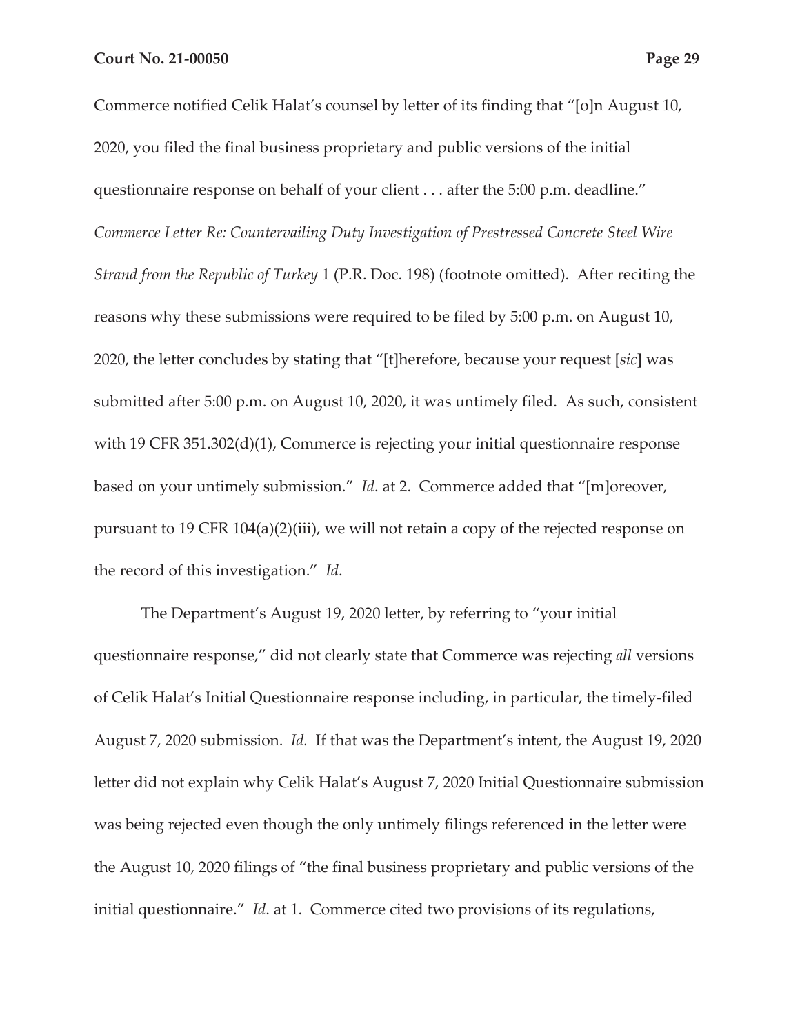Commerce notified Celik Halat's counsel by letter of its finding that "[o]n August 10, 2020, you filed the final business proprietary and public versions of the initial questionnaire response on behalf of your client . . . after the 5:00 p.m. deadline." *Commerce Letter Re: Countervailing Duty Investigation of Prestressed Concrete Steel Wire Strand from the Republic of Turkey* 1 (P.R. Doc. 198) (footnote omitted). After reciting the reasons why these submissions were required to be filed by 5:00 p.m. on August 10, 2020, the letter concludes by stating that "[t]herefore, because your request [*sic*] was submitted after 5:00 p.m. on August 10, 2020, it was untimely filed. As such, consistent with 19 CFR 351.302(d)(1), Commerce is rejecting your initial questionnaire response based on your untimely submission." *Id*. at 2. Commerce added that "[m]oreover, pursuant to 19 CFR 104(a)(2)(iii), we will not retain a copy of the rejected response on the record of this investigation." *Id*.

The Department's August 19, 2020 letter, by referring to "your initial questionnaire response," did not clearly state that Commerce was rejecting *all* versions of Celik Halat's Initial Questionnaire response including, in particular, the timely-filed August 7, 2020 submission. *Id.* If that was the Department's intent, the August 19, 2020 letter did not explain why Celik Halat's August 7, 2020 Initial Questionnaire submission was being rejected even though the only untimely filings referenced in the letter were the August 10, 2020 filings of "the final business proprietary and public versions of the initial questionnaire." *Id*. at 1. Commerce cited two provisions of its regulations,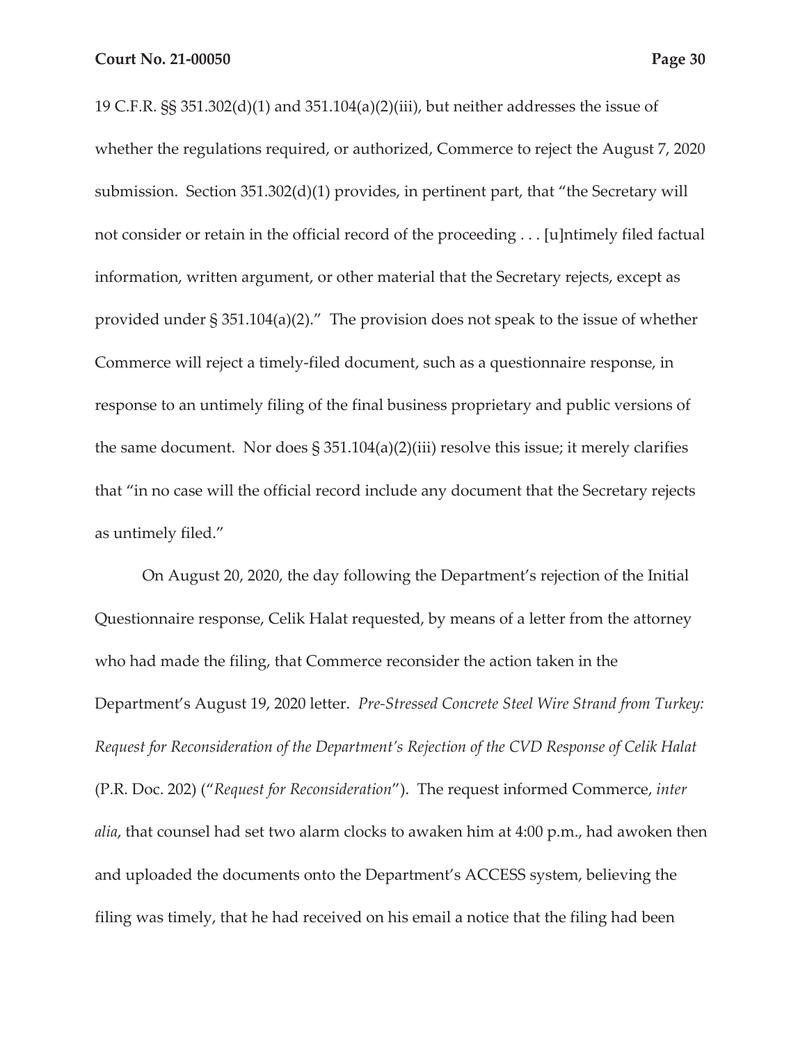19 C.F.R. §§ 351.302(d)(1) and 351.104(a)(2)(iii), but neither addresses the issue of whether the regulations required, or authorized, Commerce to reject the August 7, 2020 submission. Section 351.302(d)(1) provides, in pertinent part, that "the Secretary will not consider or retain in the official record of the proceeding . . . [u]ntimely filed factual information, written argument, or other material that the Secretary rejects, except as provided under § 351.104(a)(2)." The provision does not speak to the issue of whether Commerce will reject a timely-filed document, such as a questionnaire response, in response to an untimely filing of the final business proprietary and public versions of the same document. Nor does § 351.104(a)(2)(iii) resolve this issue; it merely clarifies that "in no case will the official record include any document that the Secretary rejects as untimely filed."

On August 20, 2020, the day following the Department's rejection of the Initial Questionnaire response, Celik Halat requested, by means of a letter from the attorney who had made the filing, that Commerce reconsider the action taken in the Department's August 19, 2020 letter. *Pre-Stressed Concrete Steel Wire Strand from Turkey: Request for Reconsideration of the Department's Rejection of the CVD Response of Celik Halat* (P.R. Doc. 202) ("*Request for Reconsideration*"). The request informed Commerce, *inter alia*, that counsel had set two alarm clocks to awaken him at 4:00 p.m., had awoken then and uploaded the documents onto the Department's ACCESS system, believing the filing was timely, that he had received on his email a notice that the filing had been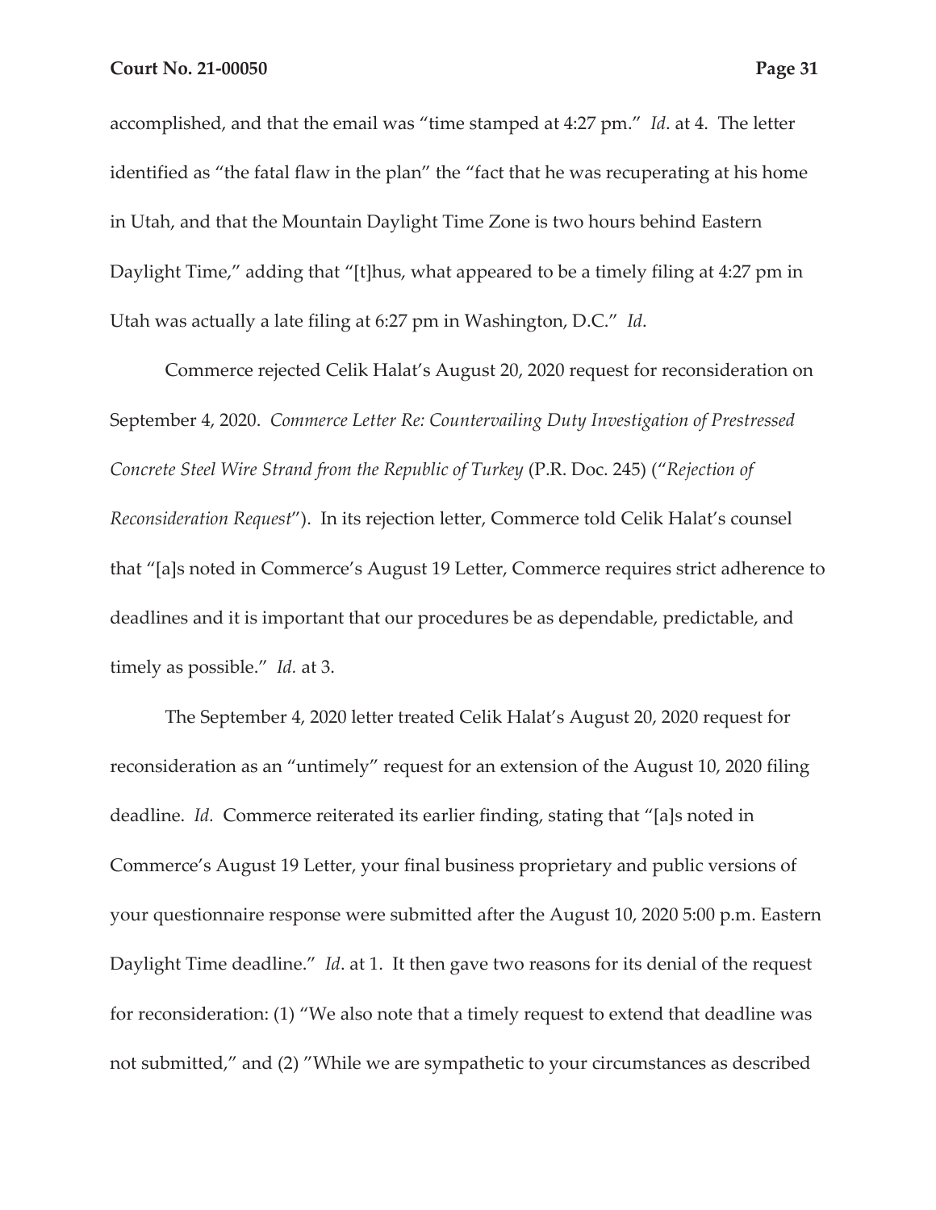accomplished, and that the email was "time stamped at 4:27 pm." *Id*. at 4. The letter identified as "the fatal flaw in the plan" the "fact that he was recuperating at his home in Utah, and that the Mountain Daylight Time Zone is two hours behind Eastern Daylight Time," adding that "[t]hus, what appeared to be a timely filing at 4:27 pm in Utah was actually a late filing at 6:27 pm in Washington, D.C." *Id*.

Commerce rejected Celik Halat's August 20, 2020 request for reconsideration on September 4, 2020. *Commerce Letter Re: Countervailing Duty Investigation of Prestressed Concrete Steel Wire Strand from the Republic of Turkey* (P.R. Doc. 245) ("*Rejection of Reconsideration Request*"). In its rejection letter, Commerce told Celik Halat's counsel that "[a]s noted in Commerce's August 19 Letter, Commerce requires strict adherence to deadlines and it is important that our procedures be as dependable, predictable, and timely as possible." *Id.* at 3.

The September 4, 2020 letter treated Celik Halat's August 20, 2020 request for reconsideration as an "untimely" request for an extension of the August 10, 2020 filing deadline. *Id.* Commerce reiterated its earlier finding, stating that "[a]s noted in Commerce's August 19 Letter, your final business proprietary and public versions of your questionnaire response were submitted after the August 10, 2020 5:00 p.m. Eastern Daylight Time deadline." *Id*. at 1. It then gave two reasons for its denial of the request for reconsideration: (1) "We also note that a timely request to extend that deadline was not submitted," and (2) "While we are sympathetic to your circumstances as described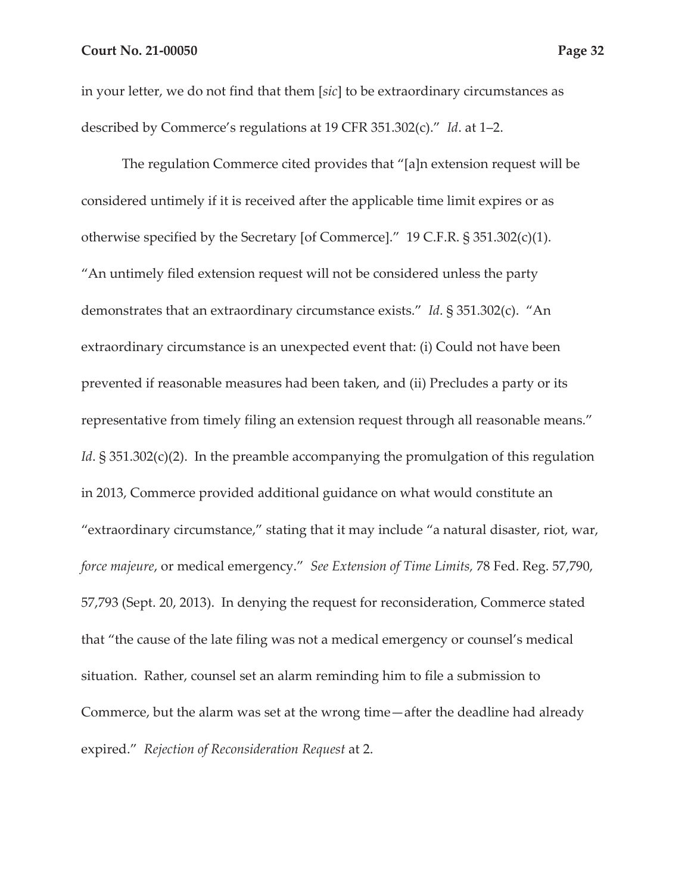in your letter, we do not find that them [*sic*] to be extraordinary circumstances as described by Commerce's regulations at 19 CFR 351.302(c)." *Id*. at 1–2.

The regulation Commerce cited provides that "[a]n extension request will be considered untimely if it is received after the applicable time limit expires or as otherwise specified by the Secretary [of Commerce]." 19 C.F.R. § 351.302(c)(1). "An untimely filed extension request will not be considered unless the party demonstrates that an extraordinary circumstance exists." *Id*. § 351.302(c). "An extraordinary circumstance is an unexpected event that: (i) Could not have been prevented if reasonable measures had been taken, and (ii) Precludes a party or its representative from timely filing an extension request through all reasonable means." *Id*. § 351.302(c)(2). In the preamble accompanying the promulgation of this regulation in 2013, Commerce provided additional guidance on what would constitute an "extraordinary circumstance," stating that it may include "a natural disaster, riot, war, *force majeure*, or medical emergency." *See Extension of Time Limits,* 78 Fed. Reg. 57,790, 57,793 (Sept. 20, 2013). In denying the request for reconsideration, Commerce stated that "the cause of the late filing was not a medical emergency or counsel's medical situation. Rather, counsel set an alarm reminding him to file a submission to Commerce, but the alarm was set at the wrong time—after the deadline had already expired." *Rejection of Reconsideration Request* at 2.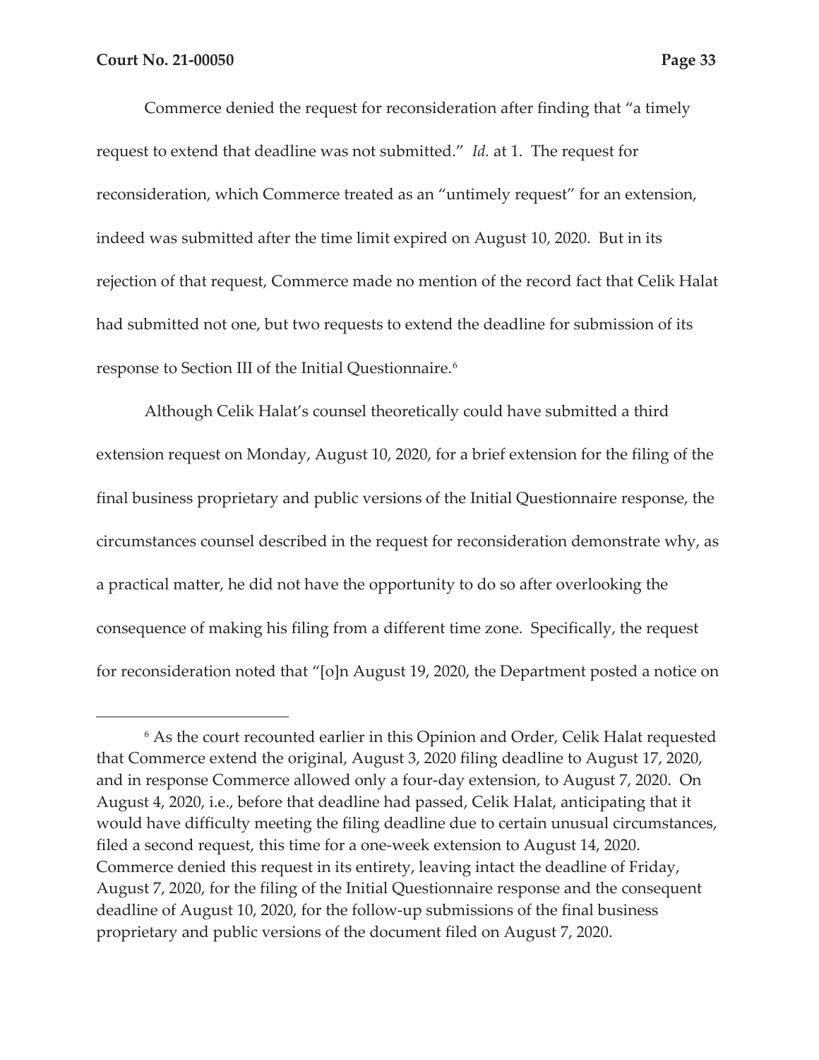Commerce denied the request for reconsideration after finding that "a timely request to extend that deadline was not submitted." *Id.* at 1. The request for reconsideration, which Commerce treated as an "untimely request" for an extension, indeed was submitted after the time limit expired on August 10, 2020. But in its rejection of that request, Commerce made no mention of the record fact that Celik Halat had submitted not one, but two requests to extend the deadline for submission of its response to Section III of the Initial Questionnaire.[6]

Although Celik Halat's counsel theoretically could have submitted a third extension request on Monday, August 10, 2020, for a brief extension for the filing of the final business proprietary and public versions of the Initial Questionnaire response, the circumstances counsel described in the request for reconsideration demonstrate why, as a practical matter, he did not have the opportunity to do so after overlooking the consequence of making his filing from a different time zone. Specifically, the request for reconsideration noted that "[o]n August 19, 2020, the Department posted a notice on

---

[6] As the court recounted earlier in this Opinion and Order, Celik Halat requested that Commerce extend the original, August 3, 2020 filing deadline to August 17, 2020, and in response Commerce allowed only a four-day extension, to August 7, 2020. On August 4, 2020, i.e., before that deadline had passed, Celik Halat, anticipating that it would have difficulty meeting the filing deadline due to certain unusual circumstances, filed a second request, this time for a one-week extension to August 14, 2020. Commerce denied this request in its entirety, leaving intact the deadline of Friday, August 7, 2020, for the filing of the Initial Questionnaire response and the consequent deadline of August 10, 2020, for the follow-up submissions of the final business proprietary and public versions of the document filed on August 7, 2020.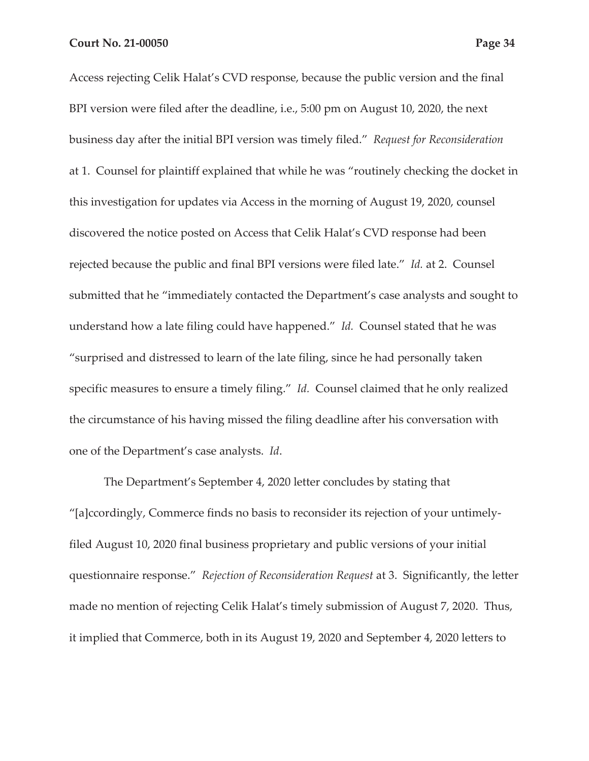Access rejecting Celik Halat's CVD response, because the public version and the final BPI version were filed after the deadline, i.e., 5:00 pm on August 10, 2020, the next business day after the initial BPI version was timely filed." *Request for Reconsideration* at 1. Counsel for plaintiff explained that while he was "routinely checking the docket in this investigation for updates via Access in the morning of August 19, 2020, counsel discovered the notice posted on Access that Celik Halat's CVD response had been rejected because the public and final BPI versions were filed late." *Id.* at 2. Counsel submitted that he "immediately contacted the Department's case analysts and sought to understand how a late filing could have happened." *Id.* Counsel stated that he was "surprised and distressed to learn of the late filing, since he had personally taken specific measures to ensure a timely filing." *Id.* Counsel claimed that he only realized the circumstance of his having missed the filing deadline after his conversation with one of the Department's case analysts. *Id*.

The Department's September 4, 2020 letter concludes by stating that "[a]ccordingly, Commerce finds no basis to reconsider its rejection of your untimely-filed August 10, 2020 final business proprietary and public versions of your initial questionnaire response." *Rejection of Reconsideration Request* at 3. Significantly, the letter made no mention of rejecting Celik Halat's timely submission of August 7, 2020. Thus, it implied that Commerce, both in its August 19, 2020 and September 4, 2020 letters to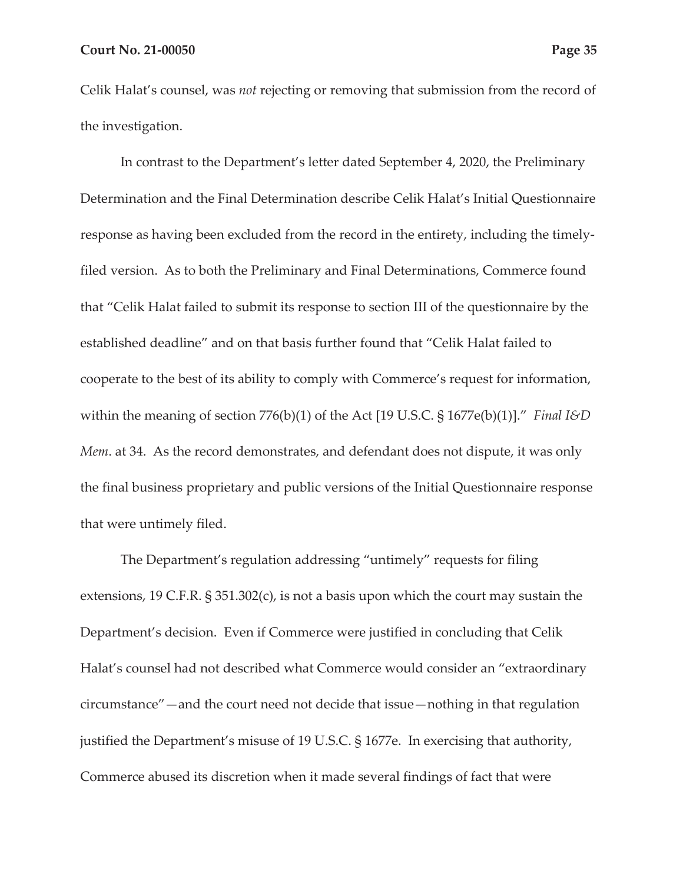Celik Halat's counsel, was *not* rejecting or removing that submission from the record of the investigation.

In contrast to the Department's letter dated September 4, 2020, the Preliminary Determination and the Final Determination describe Celik Halat's Initial Questionnaire response as having been excluded from the record in the entirety, including the timely-filed version. As to both the Preliminary and Final Determinations, Commerce found that "Celik Halat failed to submit its response to section III of the questionnaire by the established deadline" and on that basis further found that "Celik Halat failed to cooperate to the best of its ability to comply with Commerce's request for information, within the meaning of section 776(b)(1) of the Act [19 U.S.C. § 1677e(b)(1)]." *Final I&D Mem*. at 34. As the record demonstrates, and defendant does not dispute, it was only the final business proprietary and public versions of the Initial Questionnaire response that were untimely filed.

The Department's regulation addressing "untimely" requests for filing extensions, 19 C.F.R. § 351.302(c), is not a basis upon which the court may sustain the Department's decision. Even if Commerce were justified in concluding that Celik Halat's counsel had not described what Commerce would consider an "extraordinary circumstance"—and the court need not decide that issue—nothing in that regulation justified the Department's misuse of 19 U.S.C. § 1677e. In exercising that authority, Commerce abused its discretion when it made several findings of fact that were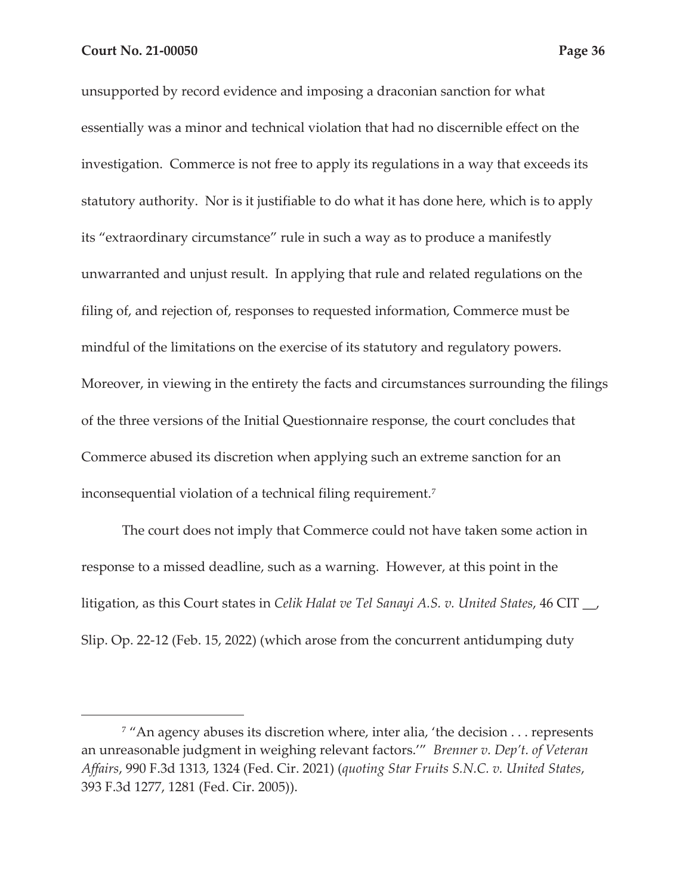unsupported by record evidence and imposing a draconian sanction for what essentially was a minor and technical violation that had no discernible effect on the investigation. Commerce is not free to apply its regulations in a way that exceeds its statutory authority. Nor is it justifiable to do what it has done here, which is to apply its "extraordinary circumstance" rule in such a way as to produce a manifestly unwarranted and unjust result. In applying that rule and related regulations on the filing of, and rejection of, responses to requested information, Commerce must be mindful of the limitations on the exercise of its statutory and regulatory powers. Moreover, in viewing in the entirety the facts and circumstances surrounding the filings of the three versions of the Initial Questionnaire response, the court concludes that Commerce abused its discretion when applying such an extreme sanction for an inconsequential violation of a technical filing requirement.[7]

The court does not imply that Commerce could not have taken some action in response to a missed deadline, such as a warning. However, at this point in the litigation, as this Court states in *Celik Halat ve Tel Sanayi A.S. v. United States*, 46 CIT __, Slip. Op. 22-12 (Feb. 15, 2022) (which arose from the concurrent antidumping duty

---

[7] "An agency abuses its discretion where, inter alia, 'the decision . . . represents an unreasonable judgment in weighing relevant factors.'" *Brenner v. Dep't. of Veteran Affairs*, 990 F.3d 1313, 1324 (Fed. Cir. 2021) (*quoting Star Fruits S.N.C. v. United States*, 393 F.3d 1277, 1281 (Fed. Cir. 2005)).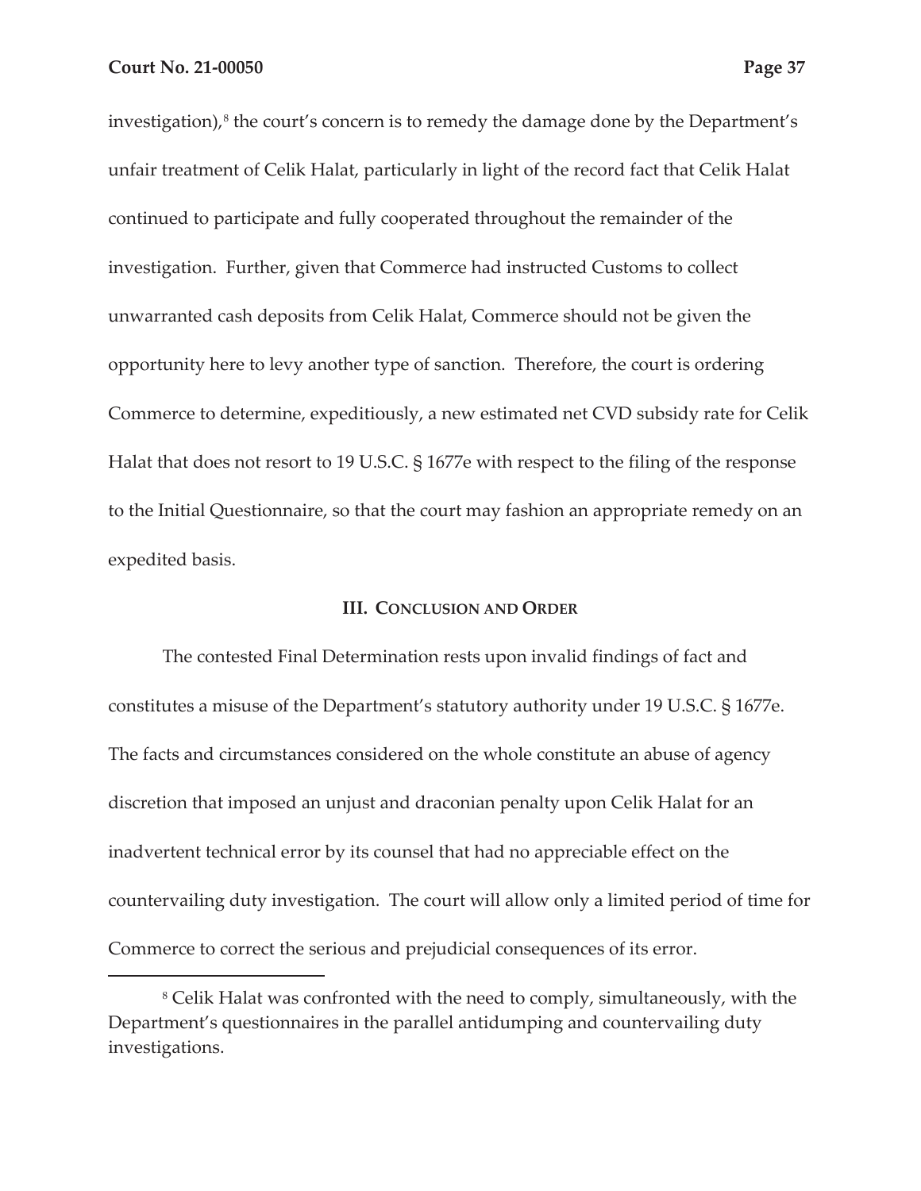investigation),[8] the court's concern is to remedy the damage done by the Department's unfair treatment of Celik Halat, particularly in light of the record fact that Celik Halat continued to participate and fully cooperated throughout the remainder of the investigation. Further, given that Commerce had instructed Customs to collect unwarranted cash deposits from Celik Halat, Commerce should not be given the opportunity here to levy another type of sanction. Therefore, the court is ordering Commerce to determine, expeditiously, a new estimated net CVD subsidy rate for Celik Halat that does not resort to 19 U.S.C. § 1677e with respect to the filing of the response to the Initial Questionnaire, so that the court may fashion an appropriate remedy on an expedited basis.

## III. Conclusion and Order

The contested Final Determination rests upon invalid findings of fact and constitutes a misuse of the Department's statutory authority under 19 U.S.C. § 1677e. The facts and circumstances considered on the whole constitute an abuse of agency discretion that imposed an unjust and draconian penalty upon Celik Halat for an inadvertent technical error by its counsel that had no appreciable effect on the countervailing duty investigation. The court will allow only a limited period of time for Commerce to correct the serious and prejudicial consequences of its error.

[8] Celik Halat was confronted with the need to comply, simultaneously, with the Department's questionnaires in the parallel antidumping and countervailing duty investigations.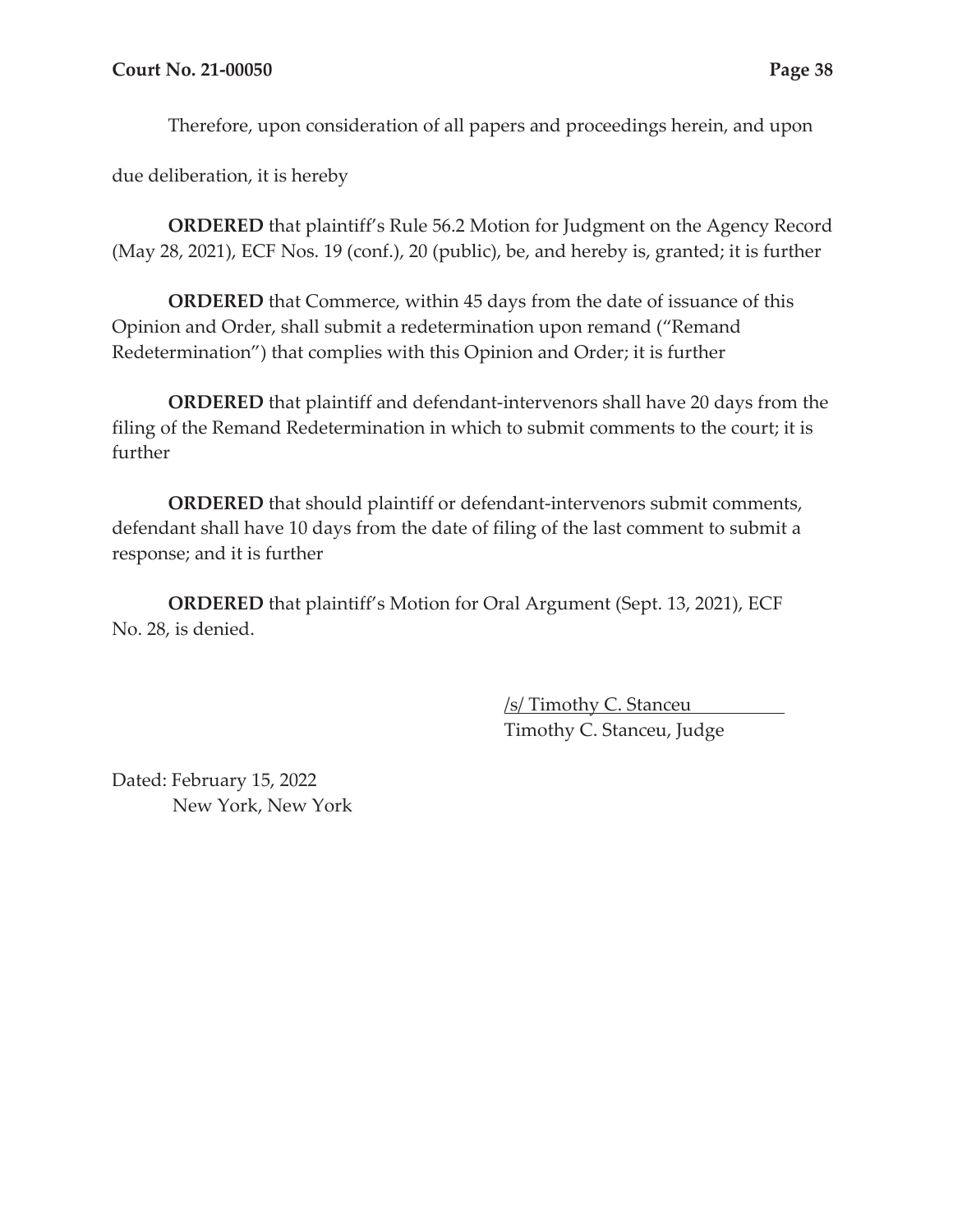Therefore, upon consideration of all papers and proceedings herein, and upon due deliberation, it is hereby

**ORDERED** that plaintiff's Rule 56.2 Motion for Judgment on the Agency Record (May 28, 2021), ECF Nos. 19 (conf.), 20 (public), be, and hereby is, granted; it is further

**ORDERED** that Commerce, within 45 days from the date of issuance of this Opinion and Order, shall submit a redetermination upon remand ("Remand Redetermination") that complies with this Opinion and Order; it is further

**ORDERED** that plaintiff and defendant-intervenors shall have 20 days from the filing of the Remand Redetermination in which to submit comments to the court; it is further

**ORDERED** that should plaintiff or defendant-intervenors submit comments, defendant shall have 10 days from the date of filing of the last comment to submit a response; and it is further

**ORDERED** that plaintiff's Motion for Oral Argument (Sept. 13, 2021), ECF No. 28, is denied.

/s/ Timothy C. Stanceu
Timothy C. Stanceu, Judge

Dated: February 15, 2022
New York, New York